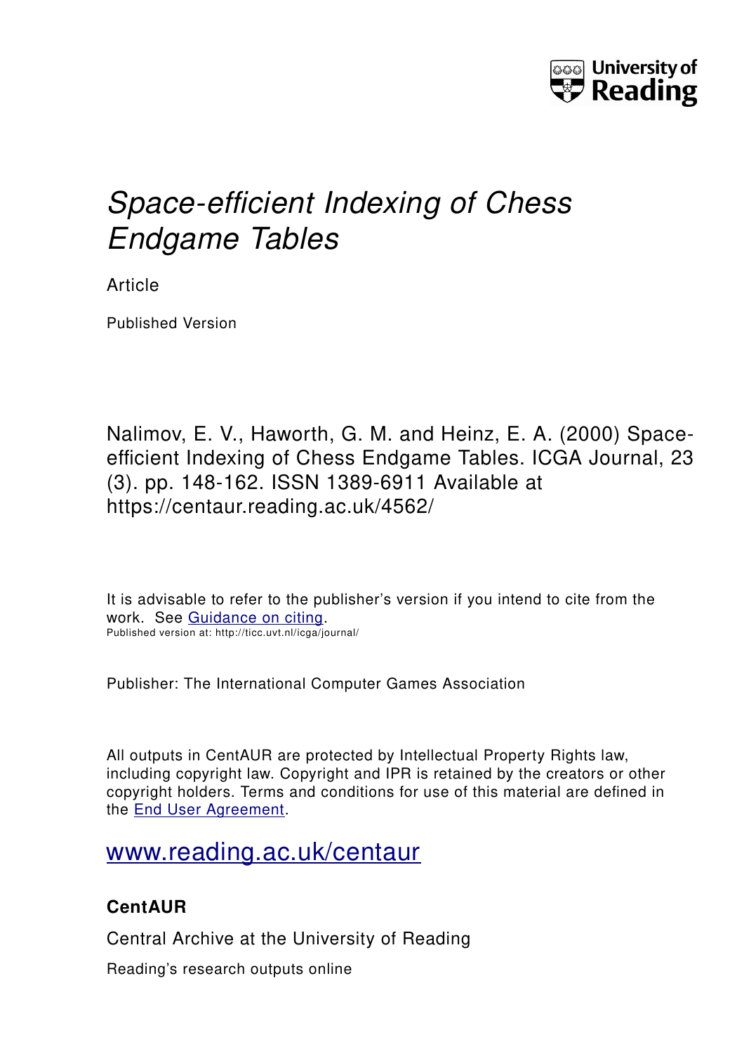# *Space-efficient Indexing of Chess Endgame Tables*

Article

Published Version

Nalimov, E. V., Haworth, G. M. and Heinz, E. A. (2000) Space-efficient Indexing of Chess Endgame Tables. ICGA Journal, 23 (3). pp. 148-162. ISSN 1389-6911 Available at https://centaur.reading.ac.uk/4562/

It is advisable to refer to the publisher's version if you intend to cite from the work. See Guidance on citing.
Published version at: http://ticc.uvt.nl/icga/journal/

Publisher: The International Computer Games Association

All outputs in CentAUR are protected by Intellectual Property Rights law, including copyright law. Copyright and IPR is retained by the creators or other copyright holders. Terms and conditions for use of this material are defined in the End User Agreement.

## www.reading.ac.uk/centaur

### CentAUR

Central Archive at the University of Reading

Reading's research outputs online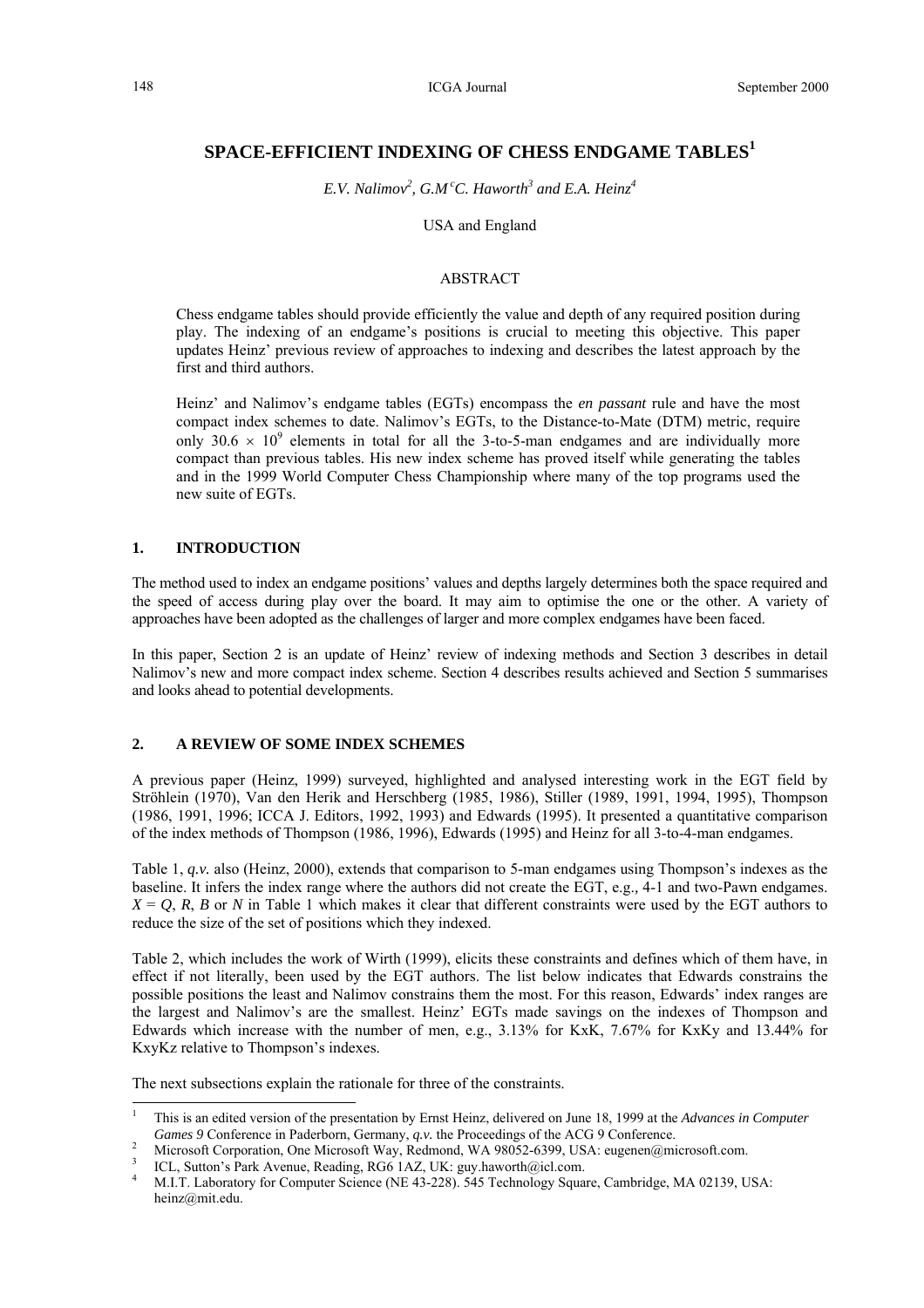# SPACE-EFFICIENT INDEXING OF CHESS ENDGAME TABLES[1]

*E.V. Nalimov[2], G.McC. Haworth[3] and E.A. Heinz[4]*

USA and England

## ABSTRACT

Chess endgame tables should provide efficiently the value and depth of any required position during play. The indexing of an endgame's positions is crucial to meeting this objective. This paper updates Heinz' previous review of approaches to indexing and describes the latest approach by the first and third authors.

Heinz' and Nalimov's endgame tables (EGTs) encompass the *en passant* rule and have the most compact index schemes to date. Nalimov's EGTs, to the Distance-to-Mate (DTM) metric, require only $30.6 \times 10^9$ elements in total for all the 3-to-5-man endgames and are individually more compact than previous tables. His new index scheme has proved itself while generating the tables and in the 1999 World Computer Chess Championship where many of the top programs used the new suite of EGTs.

## 1. INTRODUCTION

The method used to index an endgame positions' values and depths largely determines both the space required and the speed of access during play over the board. It may aim to optimise the one or the other. A variety of approaches have been adopted as the challenges of larger and more complex endgames have been faced.

In this paper, Section 2 is an update of Heinz' review of indexing methods and Section 3 describes in detail Nalimov's new and more compact index scheme. Section 4 describes results achieved and Section 5 summarises and looks ahead to potential developments.

## 2. A REVIEW OF SOME INDEX SCHEMES

A previous paper (Heinz, 1999) surveyed, highlighted and analysed interesting work in the EGT field by Ströhlein (1970), Van den Herik and Herschberg (1985, 1986), Stiller (1989, 1991, 1994, 1995), Thompson (1986, 1991, 1996; ICCA J. Editors, 1992, 1993) and Edwards (1995). It presented a quantitative comparison of the index methods of Thompson (1986, 1996), Edwards (1995) and Heinz for all 3-to-4-man endgames.

Table 1, *q.v.* also (Heinz, 2000), extends that comparison to 5-man endgames using Thompson's indexes as the baseline. It infers the index range where the authors did not create the EGT, e.g., 4-1 and two-Pawn endgames. $X = Q$, $R$, $B$ or $N$ in Table 1 which makes it clear that different constraints were used by the EGT authors to reduce the size of the set of positions which they indexed.

Table 2, which includes the work of Wirth (1999), elicits these constraints and defines which of them have, in effect if not literally, been used by the EGT authors. The list below indicates that Edwards constrains the possible positions the least and Nalimov constrains them the most. For this reason, Edwards' index ranges are the largest and Nalimov's are the smallest. Heinz' EGTs made savings on the indexes of Thompson and Edwards which increase with the number of men, e.g., 3.13% for KxK, 7.67% for KxKy and 13.44% for KxyKz relative to Thompson's indexes.

The next subsections explain the rationale for three of the constraints.

---

[1] This is an edited version of the presentation by Ernst Heinz, delivered on June 18, 1999 at the *Advances in Computer Games 9* Conference in Paderborn, Germany, *q.v.* the Proceedings of the ACG 9 Conference.

[2] Microsoft Corporation, One Microsoft Way, Redmond, WA 98052-6399, USA: eugenen@microsoft.com.

[3] ICL, Sutton's Park Avenue, Reading, RG6 1AZ, UK: guy.haworth@icl.com.

[4] M.I.T. Laboratory for Computer Science (NE 43-228). 545 Technology Square, Cambridge, MA 02139, USA: heinz@mit.edu.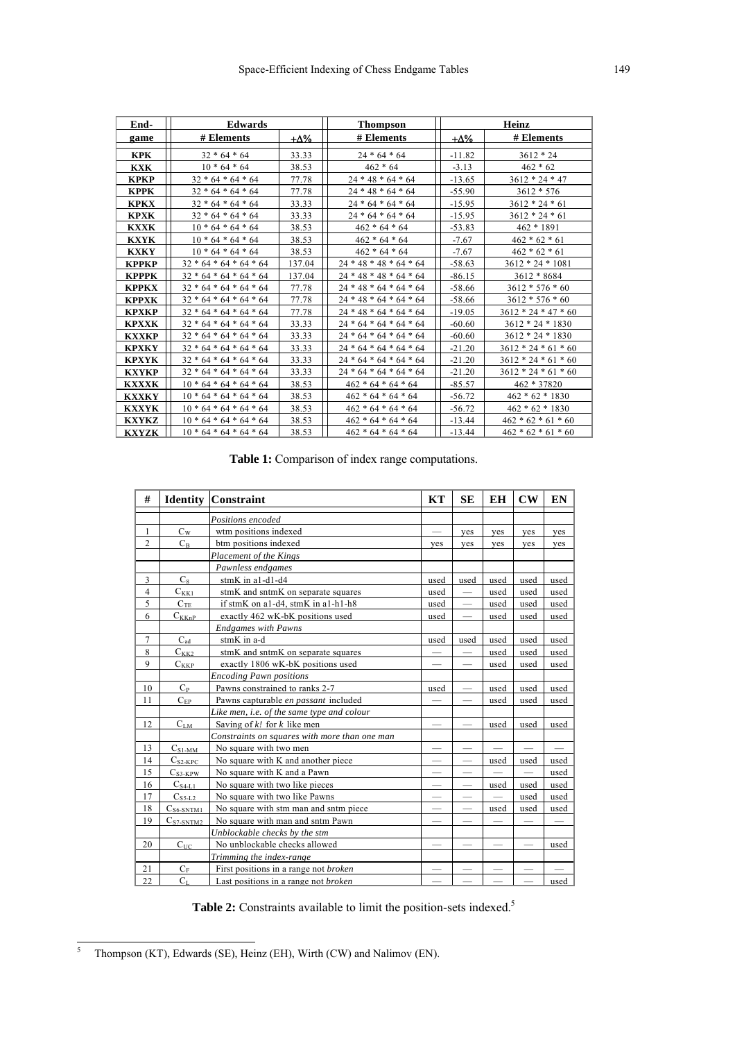| End-game | Edwards | | Thompson | Heinz | |
|---|---|---|---|---|---|
| | # Elements | +Δ% | # Elements | +Δ% | # Elements |
| **KPK** | 32 * 64 * 64 | 33.33 | 24 * 64 * 64 | -11.82 | 3612 * 24 |
| **KXK** | 10 * 64 * 64 | 38.53 | 462 * 64 | -3.13 | 462 * 62 |
| **KPKP** | 32 * 64 * 64 * 64 | 77.78 | 24 * 48 * 64 * 64 | -13.65 | 3612 * 24 * 47 |
| **KPPK** | 32 * 64 * 64 * 64 | 77.78 | 24 * 48 * 64 * 64 | -55.90 | 3612 * 576 |
| **KPKX** | 32 * 64 * 64 * 64 | 33.33 | 24 * 64 * 64 * 64 | -15.95 | 3612 * 24 * 61 |
| **KPXK** | 32 * 64 * 64 * 64 | 33.33 | 24 * 64 * 64 * 64 | -15.95 | 3612 * 24 * 61 |
| **KXXK** | 10 * 64 * 64 * 64 | 38.53 | 462 * 64 * 64 | -53.83 | 462 * 1891 |
| **KXYK** | 10 * 64 * 64 * 64 | 38.53 | 462 * 64 * 64 | -7.67 | 462 * 62 * 61 |
| **KXKY** | 10 * 64 * 64 * 64 | 38.53 | 462 * 64 * 64 | -7.67 | 462 * 62 * 61 |
| **KPPKP** | 32 * 64 * 64 * 64 * 64 | 137.04 | 24 * 48 * 48 * 64 * 64 | -58.63 | 3612 * 24 * 1081 |
| **KPPPK** | 32 * 64 * 64 * 64 * 64 | 137.04 | 24 * 48 * 48 * 64 * 64 | -86.15 | 3612 * 8684 |
| **KPPKX** | 32 * 64 * 64 * 64 * 64 | 77.78 | 24 * 48 * 64 * 64 * 64 | -58.66 | 3612 * 576 * 60 |
| **KPPXK** | 32 * 64 * 64 * 64 * 64 | 77.78 | 24 * 48 * 64 * 64 * 64 | -58.66 | 3612 * 576 * 60 |
| **KPXKP** | 32 * 64 * 64 * 64 * 64 | 77.78 | 24 * 48 * 64 * 64 * 64 | -19.05 | 3612 * 24 * 47 * 60 |
| **KPXXK** | 32 * 64 * 64 * 64 * 64 | 33.33 | 24 * 64 * 64 * 64 * 64 | -60.60 | 3612 * 24 * 1830 |
| **KXXKP** | 32 * 64 * 64 * 64 * 64 | 33.33 | 24 * 64 * 64 * 64 * 64 | -60.60 | 3612 * 24 * 1830 |
| **KPXKY** | 32 * 64 * 64 * 64 * 64 | 33.33 | 24 * 64 * 64 * 64 * 64 | -21.20 | 3612 * 24 * 61 * 60 |
| **KPXYK** | 32 * 64 * 64 * 64 * 64 | 33.33 | 24 * 64 * 64 * 64 * 64 | -21.20 | 3612 * 24 * 61 * 60 |
| **KXYKP** | 32 * 64 * 64 * 64 * 64 | 33.33 | 24 * 64 * 64 * 64 * 64 | -21.20 | 3612 * 24 * 61 * 60 |
| **KXXXK** | 10 * 64 * 64 * 64 * 64 | 38.53 | 462 * 64 * 64 * 64 | -85.57 | 462 * 37820 |
| **KXXKY** | 10 * 64 * 64 * 64 * 64 | 38.53 | 462 * 64 * 64 * 64 | -56.72 | 462 * 62 * 1830 |
| **KXXYK** | 10 * 64 * 64 * 64 * 64 | 38.53 | 462 * 64 * 64 * 64 | -56.72 | 462 * 62 * 1830 |
| **KXYKZ** | 10 * 64 * 64 * 64 * 64 | 38.53 | 462 * 64 * 64 * 64 | -13.44 | 462 * 62 * 61 * 60 |
| **KXYZK** | 10 * 64 * 64 * 64 * 64 | 38.53 | 462 * 64 * 64 * 64 | -13.44 | 462 * 62 * 61 * 60 |

**Table 1:** Comparison of index range computations.

| # | Identity | Constraint | KT | SE | EH | CW | EN |
|---|---|---|---|---|---|---|---|
| | | *Positions encoded* | | | | | |
| 1 | $C_W$ | wtm positions indexed | — | yes | yes | yes | yes |
| 2 | $C_B$ | btm positions indexed | yes | yes | yes | yes | yes |
| | | *Placement of the Kings* | | | | | |
| | | *Pawnless endgames* | | | | | |
| 3 | $C_8$ | stmK in a1-d1-d4 | used | used | used | used | used |
| 4 | $C_{KK1}$ | stmK and sntmK on separate squares | used | — | used | used | used |
| 5 | $C_{TE}$ | if stmK on a1-d4, stmK in a1-h1-h8 | used | — | used | used | used |
| 6 | $C_{KKnP}$ | exactly 462 wK-bK positions used | used | — | used | used | used |
| | | *Endgames with Pawns* | | | | | |
| 7 | $C_{ad}$ | stmK in a-d | used | used | used | used | used |
| 8 | $C_{KK2}$ | stmK and sntmK on separate squares | — | — | used | used | used |
| 9 | $C_{KKP}$ | exactly 1806 wK-bK positions used | — | — | used | used | used |
| | | *Encoding Pawn positions* | | | | | |
| 10 | $C_P$ | Pawns constrained to ranks 2-7 | used | — | used | used | used |
| 11 | $C_{EP}$ | Pawns capturable *en passant* included | — | — | used | used | used |
| | | *Like men, i.e. of the same type and colour* | | | | | |
| 12 | $C_{LM}$ | Saving of *k!* for *k* like men | — | — | used | used | used |
| | | *Constraints on squares with more than one man* | | | | | |
| 13 | $C_{S1\text{-}MM}$ | No square with two men | — | — | — | — | — |
| 14 | $C_{S2\text{-}KPC}$ | No square with K and another piece | — | — | used | used | used |
| 15 | $C_{S3\text{-}KPW}$ | No square with K and a Pawn | — | — | — | — | used |
| 16 | $C_{S4\text{-}L1}$ | No square with two like pieces | — | — | used | used | used |
| 17 | $C_{S5\text{-}L2}$ | No square with two like Pawns | — | — | — | used | used |
| 18 | $C_{S6\text{-}SNTM1}$ | No square with stm man and sntm piece | — | — | used | used | used |
| 19 | $C_{S7\text{-}SNTM2}$ | No square with man and sntm Pawn | — | — | — | — | — |
| | | *Unblockable checks by the stm* | | | | | |
| 20 | $C_{UC}$ | No unblockable checks allowed | — | — | — | — | used |
| | | *Trimming the index-range* | | | | | |
| 21 | $C_F$ | First positions in a range not *broken* | — | — | — | — | — |
| 22 | $C_L$ | Last positions in a range not *broken* | — | — | — | — | used |

**Table 2:** Constraints available to limit the position-sets indexed.[5]

[5] Thompson (KT), Edwards (SE), Heinz (EH), Wirth (CW) and Nalimov (EN).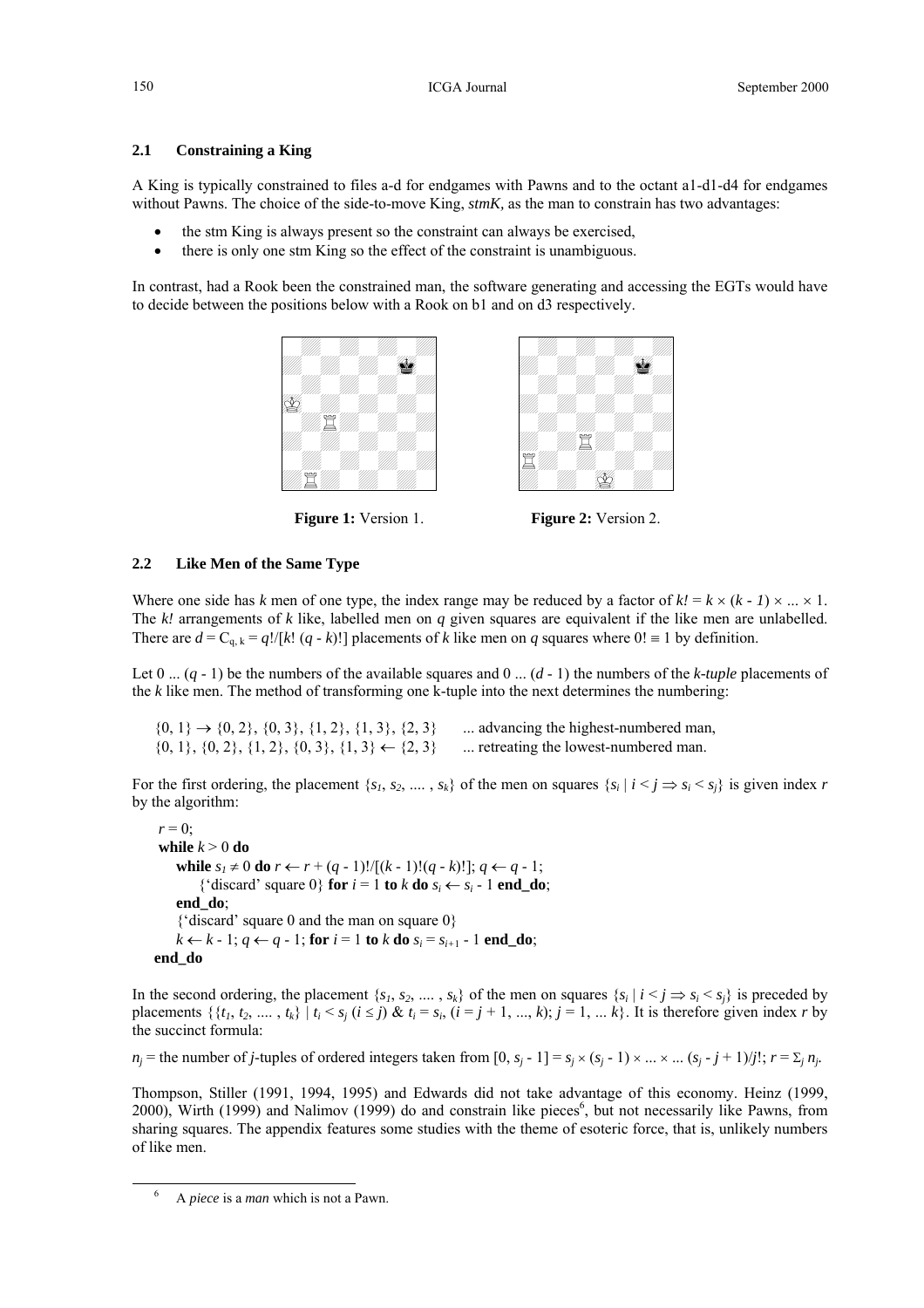### 2.1 Constraining a King

A King is typically constrained to files a-d for endgames with Pawns and to the octant a1-d1-d4 for endgames without Pawns. The choice of the side-to-move King, *stmK,* as the man to constrain has two advantages:

- the stm King is always present so the constraint can always be exercised,
- there is only one stm King so the effect of the constraint is unambiguous.

In contrast, had a Rook been the constrained man, the software generating and accessing the EGTs would have to decide between the positions below with a Rook on b1 and on d3 respectively.

**Figure 1:** Version 1.

**Figure 2:** Version 2.

### 2.2 Like Men of the Same Type

Where one side has $k$ men of one type, the index range may be reduced by a factor of $k! = k \times (k - 1) \times ... \times 1$. The $k!$ arrangements of $k$ like, labelled men on $q$ given squares are equivalent if the like men are unlabelled. There are $d = C_{q,k} = q!/[k!\,(q - k)!]$ placements of $k$ like men on $q$ squares where $0! \equiv 1$ by definition.

Let $0 ... (q - 1)$ be the numbers of the available squares and $0 ... (d - 1)$ the numbers of the *k-tuple* placements of the $k$ like men. The method of transforming one k-tuple into the next determines the numbering:

$\{0, 1\} \rightarrow \{0, 2\}, \{0, 3\}, \{1, 2\}, \{1, 3\}, \{2, 3\}$ ... advancing the highest-numbered man,
$\{0, 1\}, \{0, 2\}, \{1, 2\}, \{0, 3\}, \{1, 3\} \leftarrow \{2, 3\}$ ... retreating the lowest-numbered man.

For the first ordering, the placement $\{s_1, s_2, .... , s_k\}$ of the men on squares $\{s_i \mid i < j \Rightarrow s_i < s_j\}$ is given index $r$ by the algorithm:

```
r = 0;
while k > 0 do
    while s1 ≠ 0 do r ← r + (q - 1)!/[(k - 1)!(q - k)!]; q ← q - 1;
        {'discard' square 0} for i = 1 to k do si ← si - 1 end_do;
    end_do;
    {'discard' square 0 and the man on square 0}
    k ← k - 1; q ← q - 1; for i = 1 to k do si = si+1 - 1 end_do;
end_do
```

In the second ordering, the placement $\{s_1, s_2, .... , s_k\}$ of the men on squares $\{s_i \mid i < j \Rightarrow s_i < s_j\}$ is preceded by placements $\{\{t_1, t_2, .... , t_k\} \mid t_i < s_j\ (i \leq j)\ \&\ t_i = s_i, (i = j + 1, ..., k); j = 1, ... k\}$. It is therefore given index $r$ by the succinct formula:

$n_j$ = the number of $j$-tuples of ordered integers taken from $[0, s_j - 1] = s_j \times (s_j - 1) \times ... \times ... (s_j - j + 1)/j!$; $r = \Sigma_j\, n_j$.

Thompson, Stiller (1991, 1994, 1995) and Edwards did not take advantage of this economy. Heinz (1999, 2000), Wirth (1999) and Nalimov (1999) do and constrain like pieces[6], but not necessarily like Pawns, from sharing squares. The appendix features some studies with the theme of esoteric force, that is, unlikely numbers of like men.

[6] A *piece* is a *man* which is not a Pawn.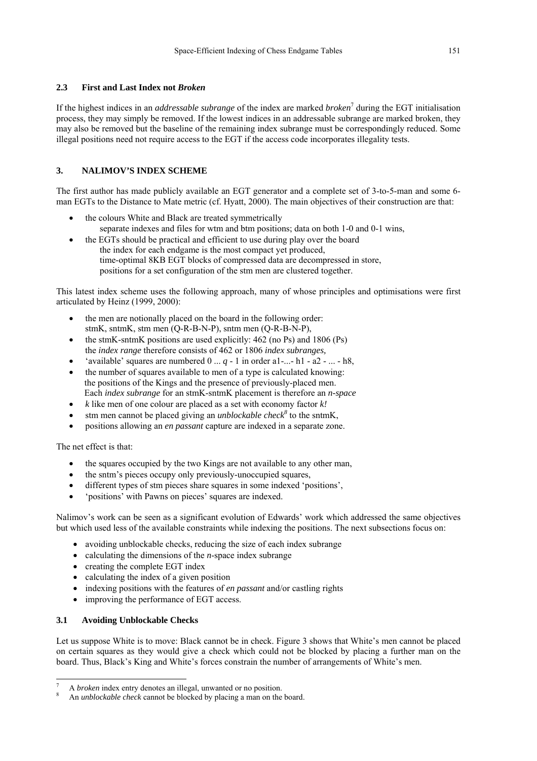### 2.3 First and Last Index not *Broken*

If the highest indices in an *addressable subrange* of the index are marked *broken*[7] during the EGT initialisation process, they may simply be removed. If the lowest indices in an addressable subrange are marked broken, they may also be removed but the baseline of the remaining index subrange must be correspondingly reduced. Some illegal positions need not require access to the EGT if the access code incorporates illegality tests.

## 3. NALIMOV'S INDEX SCHEME

The first author has made publicly available an EGT generator and a complete set of 3-to-5-man and some 6-man EGTs to the Distance to Mate metric (cf. Hyatt, 2000). The main objectives of their construction are that:

- the colours White and Black are treated symmetrically
  separate indexes and files for wtm and btm positions; data on both 1-0 and 0-1 wins,
- the EGTs should be practical and efficient to use during play over the board
  the index for each endgame is the most compact yet produced,
  time-optimal 8KB EGT blocks of compressed data are decompressed in store,
  positions for a set configuration of the stm men are clustered together.

This latest index scheme uses the following approach, many of whose principles and optimisations were first articulated by Heinz (1999, 2000):

- the men are notionally placed on the board in the following order:
  stmK, sntmK, stm men (Q-R-B-N-P), sntm men (Q-R-B-N-P),
- the stmK-sntmK positions are used explicitly: 462 (no Ps) and 1806 (Ps)
  the *index range* therefore consists of 462 or 1806 *index subranges,*
- 'available' squares are numbered 0 ... $q$ - 1 in order a1-...- h1 - a2 - ... - h8,
- the number of squares available to men of a type is calculated knowing:
  the positions of the Kings and the presence of previously-placed men.
  Each *index subrange* for an stmK-sntmK placement is therefore an *n-space*
- $k$ like men of one colour are placed as a set with economy factor $k!$
- stm men cannot be placed giving an *unblockable check*[8] to the sntmK,
- positions allowing an *en passant* capture are indexed in a separate zone.

The net effect is that:

- the squares occupied by the two Kings are not available to any other man,
- the sntm's pieces occupy only previously-unoccupied squares,
- different types of stm pieces share squares in some indexed 'positions',
- 'positions' with Pawns on pieces' squares are indexed.

Nalimov's work can be seen as a significant evolution of Edwards' work which addressed the same objectives but which used less of the available constraints while indexing the positions. The next subsections focus on:

- avoiding unblockable checks, reducing the size of each index subrange
- calculating the dimensions of the *n*-space index subrange
- creating the complete EGT index
- calculating the index of a given position
- indexing positions with the features of *en passant* and/or castling rights
- improving the performance of EGT access.

### 3.1 Avoiding Unblockable Checks

Let us suppose White is to move: Black cannot be in check. Figure 3 shows that White's men cannot be placed on certain squares as they would give a check which could not be blocked by placing a further man on the board. Thus, Black's King and White's forces constrain the number of arrangements of White's men.

---

[7] A *broken* index entry denotes an illegal, unwanted or no position.

[8] An *unblockable check* cannot be blocked by placing a man on the board.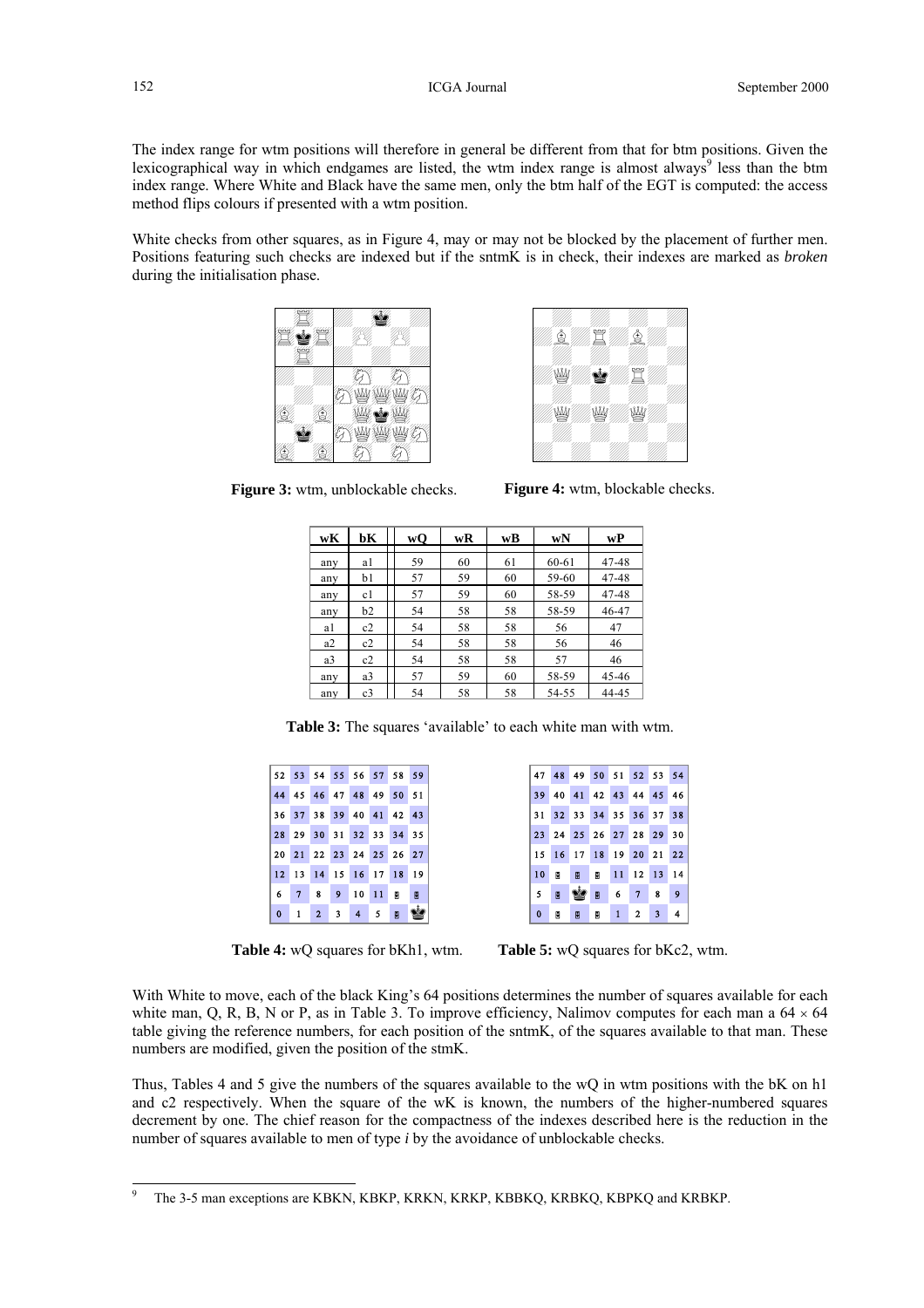The index range for wtm positions will therefore in general be different from that for btm positions. Given the lexicographical way in which endgames are listed, the wtm index range is almost always[9] less than the btm index range. Where White and Black have the same men, only the btm half of the EGT is computed: the access method flips colours if presented with a wtm position.

White checks from other squares, as in Figure 4, may or may not be blocked by the placement of further men. Positions featuring such checks are indexed but if the sntmK is in check, their indexes are marked as *broken* during the initialisation phase.

**Figure 3:** wtm, unblockable checks.

**Figure 4:** wtm, blockable checks.

| wK | bK | wQ | wR | wB | wN | wP |
|---|---|---|---|---|---|---|
| any | a1 | 59 | 60 | 61 | 60-61 | 47-48 |
| any | b1 | 57 | 59 | 60 | 59-60 | 47-48 |
| any | c1 | 57 | 59 | 60 | 58-59 | 47-48 |
| any | b2 | 54 | 58 | 58 | 58-59 | 46-47 |
| a1 | c2 | 54 | 58 | 58 | 56 | 47 |
| a2 | c2 | 54 | 58 | 58 | 56 | 46 |
| a3 | c2 | 54 | 58 | 58 | 57 | 46 |
| any | a3 | 57 | 59 | 60 | 58-59 | 45-46 |
| any | c3 | 54 | 58 | 58 | 54-55 | 44-45 |

**Table 3:** The squares 'available' to each white man with wtm.

| | | | | | | | |
|---|---|---|---|---|---|---|---|
| 52 | 53 | 54 | 55 | 56 | 57 | 58 | 59 |
| 44 | 45 | 46 | 47 | 48 | 49 | 50 | 51 |
| 36 | 37 | 38 | 39 | 40 | 41 | 42 | 43 |
| 28 | 29 | 30 | 31 | 32 | 33 | 34 | 35 |
| 20 | 21 | 22 | 23 | 24 | 25 | 26 | 27 |
| 12 | 13 | 14 | 15 | 16 | 17 | 18 | 19 |
| 6 | 7 | 8 | 9 | 10 | 11 | ■ | ■ |
| 0 | 1 | 2 | 3 | 4 | 5 | ■ | ♚ |

**Table 4:** wQ squares for bKh1, wtm.

| | | | | | | | |
|---|---|---|---|---|---|---|---|
| 47 | 48 | 49 | 50 | 51 | 52 | 53 | 54 |
| 39 | 40 | 41 | 42 | 43 | 44 | 45 | 46 |
| 31 | 32 | 33 | 34 | 35 | 36 | 37 | 38 |
| 23 | 24 | 25 | 26 | 27 | 28 | 29 | 30 |
| 15 | 16 | 17 | 18 | 19 | 20 | 21 | 22 |
| 10 | ■ | ■ | ■ | 11 | 12 | 13 | 14 |
| 5 | ■ | ♚ | ■ | 6 | 7 | 8 | 9 |
| 0 | ■ | ■ | ■ | 1 | 2 | 3 | 4 |

**Table 5:** wQ squares for bKc2, wtm.

With White to move, each of the black King's 64 positions determines the number of squares available for each white man, Q, R, B, N or P, as in Table 3. To improve efficiency, Nalimov computes for each man a $64 \times 64$ table giving the reference numbers, for each position of the sntmK, of the squares available to that man. These numbers are modified, given the position of the stmK.

Thus, Tables 4 and 5 give the numbers of the squares available to the wQ in wtm positions with the bK on h1 and c2 respectively. When the square of the wK is known, the numbers of the higher-numbered squares decrement by one. The chief reason for the compactness of the indexes described here is the reduction in the number of squares available to men of type *i* by the avoidance of unblockable checks.

---

[9] The 3-5 man exceptions are KBKN, KBKP, KRKN, KRKP, KBBKQ, KRBKQ, KBPKQ and KRBKP.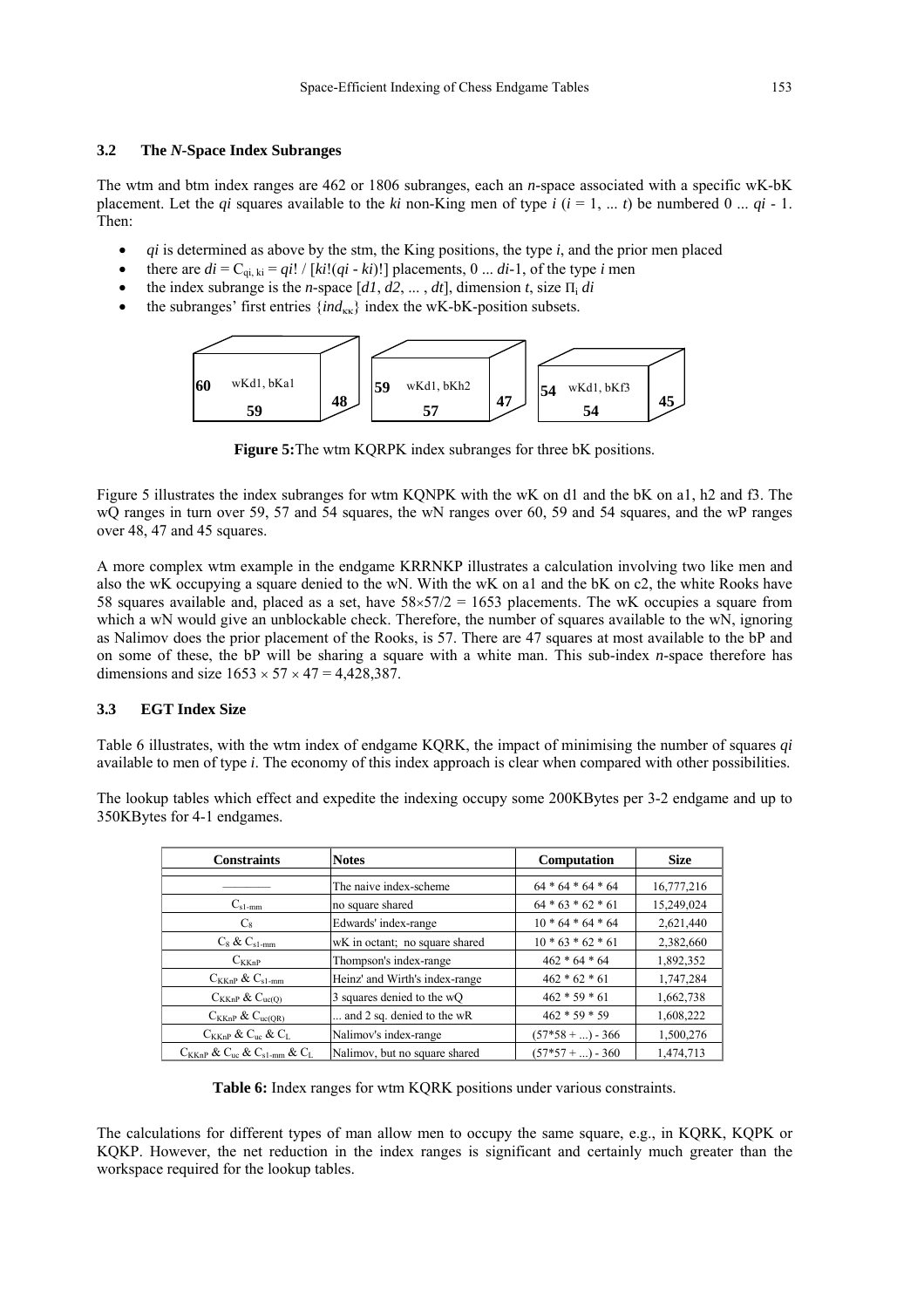### 3.2 The *N*-Space Index Subranges

The wtm and btm index ranges are 462 or 1806 subranges, each an *n*-space associated with a specific wK-bK placement. Let the $qi$ squares available to the $ki$ non-King men of type $i$ ($i$ = 1, ... $t$) be numbered 0 ... $qi$ - 1. Then:

- $qi$ is determined as above by the stm, the King positions, the type $i$, and the prior men placed
- there are $di = C_{qi,\,ki} = qi! / [ki!(qi - ki)!]$ placements, 0 ... $di$-1, of the type $i$ men
- the index subrange is the *n*-space [$d1$, $d2$, ... , $dt$], dimension $t$, size $\Pi_i\, di$
- the subranges' first entries $\{ind_{KK}\}$ index the wK-bK-position subsets.

| | | | | | | | | |
|---|---|---|---|---|---|---|---|---|
| 60 | wKd1, bKa1 59 | 48 | 59 | wKd1, bKh2 57 | 47 | 54 | wKd1, bKf3 54 | 45 |

**Figure 5:** The wtm KQRPK index subranges for three bK positions.

Figure 5 illustrates the index subranges for wtm KQNPK with the wK on d1 and the bK on a1, h2 and f3. The wQ ranges in turn over 59, 57 and 54 squares, the wN ranges over 60, 59 and 54 squares, and the wP ranges over 48, 47 and 45 squares.

A more complex wtm example in the endgame KRRNKP illustrates a calculation involving two like men and also the wK occupying a square denied to the wN. With the wK on a1 and the bK on c2, the white Rooks have 58 squares available and, placed as a set, have $58 \times 57/2$ = 1653 placements. The wK occupies a square from which a wN would give an unblockable check. Therefore, the number of squares available to the wN, ignoring as Nalimov does the prior placement of the Rooks, is 57. There are 47 squares at most available to the bP and on some of these, the bP will be sharing a square with a white man. This sub-index *n*-space therefore has dimensions and size $1653 \times 57 \times 47$ = 4,428,387.

### 3.3 EGT Index Size

Table 6 illustrates, with the wtm index of endgame KQRK, the impact of minimising the number of squares $qi$ available to men of type $i$. The economy of this index approach is clear when compared with other possibilities.

The lookup tables which effect and expedite the indexing occupy some 200KBytes per 3-2 endgame and up to 350KBytes for 4-1 endgames.

| Constraints | Notes | Computation | Size |
|---|---|---|---|
| ———— | The naive index-scheme | 64 * 64 * 64 * 64 | 16,777,216 |
| $C_{s1\text{-}mm}$ | no square shared | 64 * 63 * 62 * 61 | 15,249,024 |
| $C_8$ | Edwards' index-range | 10 * 64 * 64 * 64 | 2,621,440 |
| $C_8$ & $C_{s1\text{-}mm}$ | wK in octant; no square shared | 10 * 63 * 62 * 61 | 2,382,660 |
| $C_{KKnP}$ | Thompson's index-range | 462 * 64 * 64 | 1,892,352 |
| $C_{KKnP}$ & $C_{s1\text{-}mm}$ | Heinz' and Wirth's index-range | 462 * 62 * 61 | 1,747,284 |
| $C_{KKnP}$ & $C_{uc(Q)}$ | 3 squares denied to the wQ | 462 * 59 * 61 | 1,662,738 |
| $C_{KKnP}$ & $C_{uc(QR)}$ | ... and 2 sq. denied to the wR | 462 * 59 * 59 | 1,608,222 |
| $C_{KKnP}$ & $C_{uc}$ & $C_L$ | Nalimov's index-range | (57*58 + ...) - 366 | 1,500,276 |
| $C_{KKnP}$ & $C_{uc}$ & $C_{s1\text{-}mm}$ & $C_L$ | Nalimov, but no square shared | (57*57 + ...) - 360 | 1,474,713 |

**Table 6:** Index ranges for wtm KQRK positions under various constraints.

The calculations for different types of man allow men to occupy the same square, e.g., in KQRK, KQPK or KQKP. However, the net reduction in the index ranges is significant and certainly much greater than the workspace required for the lookup tables.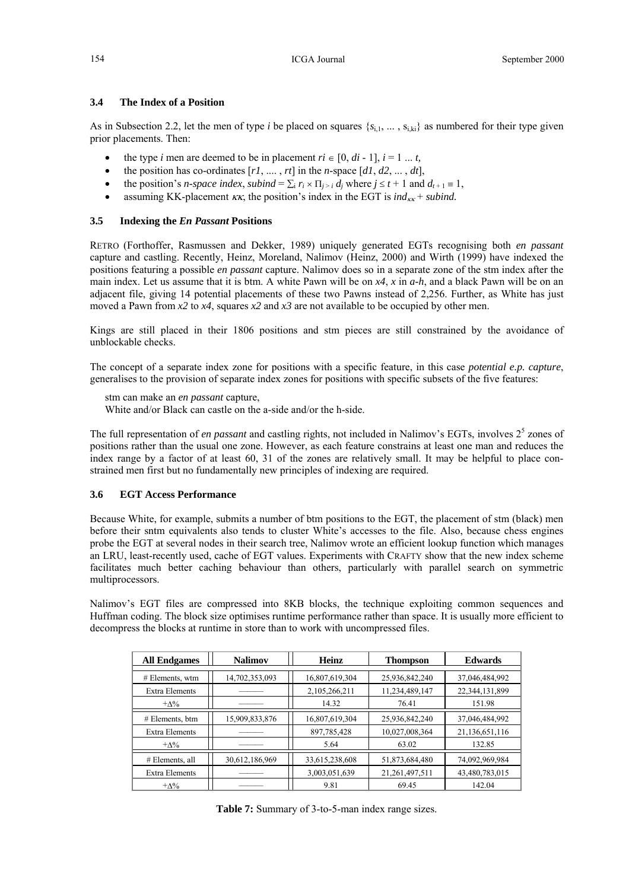### 3.4 The Index of a Position

As in Subsection 2.2, let the men of type *i* be placed on squares $\{s_{i,1}, \ldots, s_{i,ki}\}$ as numbered for their type given prior placements. Then:

- the type *i* men are deemed to be in placement $ri \in [0, di - 1]$, $i = 1 \ldots t$,
- the position has co-ordinates $[r1, \ldots, rt]$ in the *n*-space $[d1, d2, \ldots, dt]$,
- the position's *n-space index*, $subind = \sum_i r_i \times \prod_{j>i} d_j$ where $j \leq t + 1$ and $d_{t+1} \equiv 1$,
- assuming KK-placement $\kappa\kappa$, the position's index in the EGT is $ind_{\kappa\kappa} + subind$.

### 3.5 Indexing the *En Passant* Positions

RETRO (Forthoffer, Rasmussen and Dekker, 1989) uniquely generated EGTs recognising both *en passant* capture and castling. Recently, Heinz, Moreland, Nalimov (Heinz, 2000) and Wirth (1999) have indexed the positions featuring a possible *en passant* capture. Nalimov does so in a separate zone of the stm index after the main index. Let us assume that it is btm. A white Pawn will be on *x4*, *x* in *a-h*, and a black Pawn will be on an adjacent file, giving 14 potential placements of these two Pawns instead of 2,256. Further, as White has just moved a Pawn from *x2* to *x4*, squares *x2* and *x3* are not available to be occupied by other men.

Kings are still placed in their 1806 positions and stm pieces are still constrained by the avoidance of unblockable checks.

The concept of a separate index zone for positions with a specific feature, in this case *potential e.p. capture*, generalises to the provision of separate index zones for positions with specific subsets of the five features:

stm can make an *en passant* capture,
White and/or Black can castle on the a-side and/or the h-side.

The full representation of *en passant* and castling rights, not included in Nalimov's EGTs, involves $2^5$ zones of positions rather than the usual one zone. However, as each feature constrains at least one man and reduces the index range by a factor of at least 60, 31 of the zones are relatively small. It may be helpful to place constrained men first but no fundamentally new principles of indexing are required.

### 3.6 EGT Access Performance

Because White, for example, submits a number of btm positions to the EGT, the placement of stm (black) men before their sntm equivalents also tends to cluster White's accesses to the file. Also, because chess engines probe the EGT at several nodes in their search tree, Nalimov wrote an efficient lookup function which manages an LRU, least-recently used, cache of EGT values. Experiments with CRAFTY show that the new index scheme facilitates much better caching behaviour than others, particularly with parallel search on symmetric multiprocessors.

Nalimov's EGT files are compressed into 8KB blocks, the technique exploiting common sequences and Huffman coding. The block size optimises runtime performance rather than space. It is usually more efficient to decompress the blocks at runtime in store than to work with uncompressed files.

| All Endgames | Nalimov | Heinz | Thompson | Edwards |
|---|---|---|---|---|
| # Elements, wtm | 14,702,353,093 | 16,807,619,304 | 25,936,842,240 | 37,046,484,992 |
| Extra Elements | ——— | 2,105,266,211 | 11,234,489,147 | 22,344,131,899 |
| +Δ% | ——— | 14.32 | 76.41 | 151.98 |
| # Elements, btm | 15,909,833,876 | 16,807,619,304 | 25,936,842,240 | 37,046,484,992 |
| Extra Elements | ——— | 897,785,428 | 10,027,008,364 | 21,136,651,116 |
| +Δ% | ——— | 5.64 | 63.02 | 132.85 |
| # Elements, all | 30,612,186,969 | 33,615,238,608 | 51,873,684,480 | 74,092,969,984 |
| Extra Elements | ——— | 3,003,051,639 | 21,261,497,511 | 43,480,783,015 |
| +Δ% | ——— | 9.81 | 69.45 | 142.04 |

**Table 7:** Summary of 3-to-5-man index range sizes.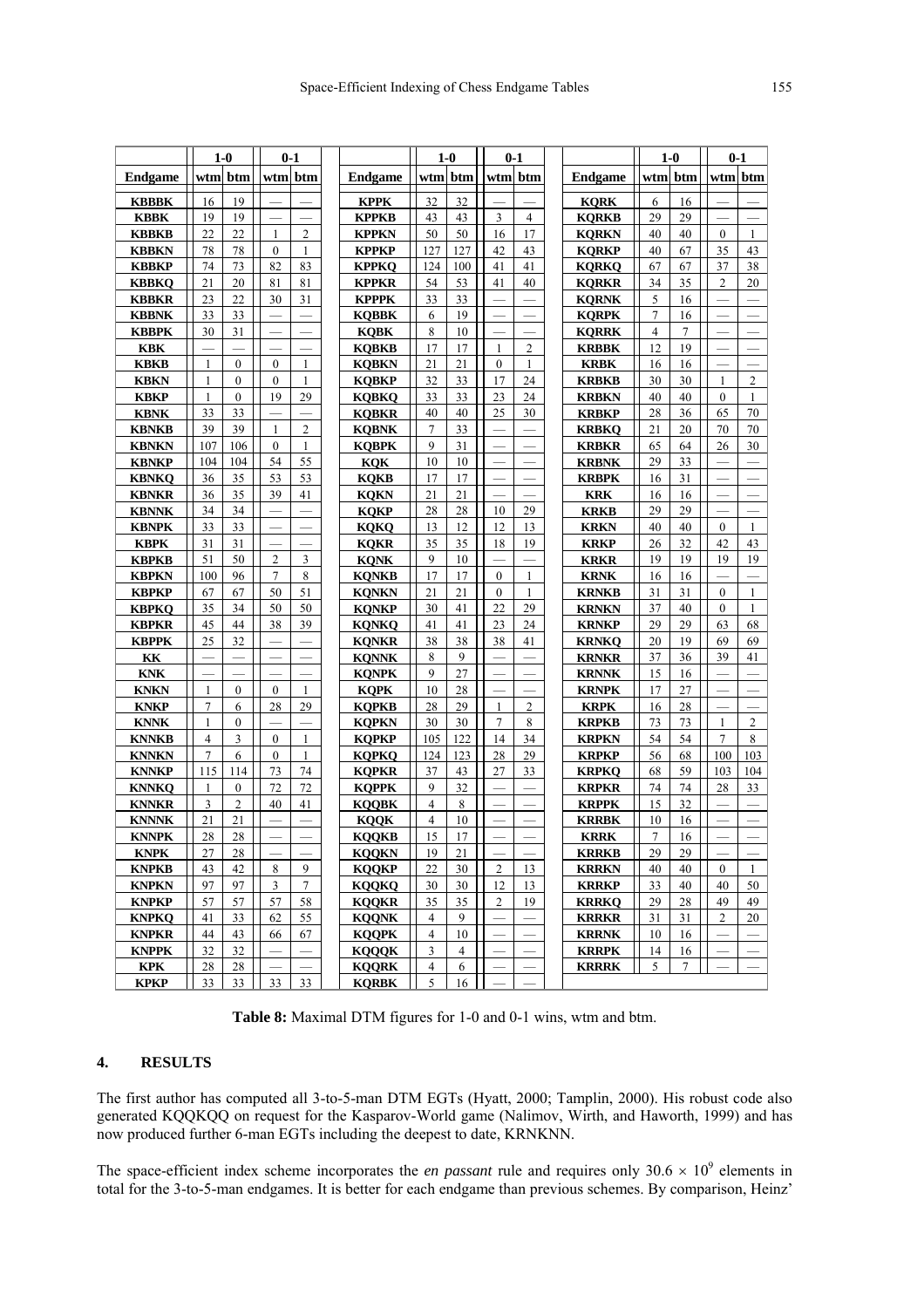| Endgame | 1-0 wtm | 1-0 btm | 0-1 wtm | 0-1 btm | Endgame | 1-0 wtm | 1-0 btm | 0-1 wtm | 0-1 btm | Endgame | 1-0 wtm | 1-0 btm | 0-1 wtm | 0-1 btm |
|---|---|---|---|---|---|---|---|---|---|---|---|---|---|---|
| **KBBBK** | 16 | 19 | — | — | **KPPK** | 32 | 32 | — | — | **KQRK** | 6 | 16 | — | — |
| **KBBK** | 19 | 19 | — | — | **KPPKB** | 43 | 43 | 3 | 4 | **KQRKB** | 29 | 29 | — | — |
| **KBBKB** | 22 | 22 | 1 | 2 | **KPPKN** | 50 | 50 | 16 | 17 | **KQRKN** | 40 | 40 | 0 | 1 |
| **KBBKN** | 78 | 78 | 0 | 1 | **KPPKP** | 127 | 127 | 42 | 43 | **KQRKP** | 40 | 67 | 35 | 43 |
| **KBBKP** | 74 | 73 | 82 | 83 | **KPPKQ** | 124 | 100 | 41 | 41 | **KQRKQ** | 67 | 67 | 37 | 38 |
| **KBBKQ** | 21 | 20 | 81 | 81 | **KPPKR** | 54 | 53 | 41 | 40 | **KQRKR** | 34 | 35 | 2 | 20 |
| **KBBKR** | 23 | 22 | 30 | 31 | **KPPPK** | 33 | 33 | — | — | **KQRNK** | 5 | 16 | — | — |
| **KBBNK** | 33 | 33 | — | — | **KQBBK** | 6 | 19 | — | — | **KQRPK** | 7 | 16 | — | — |
| **KBBPK** | 30 | 31 | — | — | **KQBK** | 8 | 10 | — | — | **KQRRK** | 4 | 7 | — | — |
| **KBK** | — | — | — | — | **KQBKB** | 17 | 17 | 1 | 2 | **KRBBK** | 12 | 19 | — | — |
| **KBKB** | 1 | 0 | 0 | 1 | **KQBKN** | 21 | 21 | 0 | 1 | **KRBK** | 16 | 16 | — | — |
| **KBKN** | 1 | 0 | 0 | 1 | **KQBKP** | 32 | 33 | 17 | 24 | **KRBKB** | 30 | 30 | 1 | 2 |
| **KBKP** | 1 | 0 | 19 | 29 | **KQBKQ** | 33 | 33 | 23 | 24 | **KRBKN** | 40 | 40 | 0 | 1 |
| **KBNK** | 33 | 33 | — | — | **KQBKR** | 40 | 40 | 25 | 30 | **KRBKP** | 28 | 36 | 65 | 70 |
| **KBNKB** | 39 | 39 | 1 | 2 | **KQBNK** | 7 | 33 | — | — | **KRBKQ** | 21 | 20 | 70 | 70 |
| **KBNKN** | 107 | 106 | 0 | 1 | **KQBPK** | 9 | 31 | — | — | **KRBKR** | 65 | 64 | 26 | 30 |
| **KBNKP** | 104 | 104 | 54 | 55 | **KQK** | 10 | 10 | — | — | **KRBNK** | 29 | 33 | — | — |
| **KBNKQ** | 36 | 35 | 53 | 53 | **KQKB** | 17 | 17 | — | — | **KRBPK** | 16 | 31 | — | — |
| **KBNKR** | 36 | 35 | 39 | 41 | **KQKN** | 21 | 21 | — | — | **KRK** | 16 | 16 | — | — |
| **KBNNK** | 34 | 34 | — | — | **KQKP** | 28 | 28 | 10 | 29 | **KRKB** | 29 | 29 | — | — |
| **KBNPK** | 33 | 33 | — | — | **KQKQ** | 13 | 12 | 12 | 13 | **KRKN** | 40 | 40 | 0 | 1 |
| **KBPK** | 31 | 31 | — | — | **KQKR** | 35 | 35 | 18 | 19 | **KRKP** | 26 | 32 | 42 | 43 |
| **KBPKB** | 51 | 50 | 2 | 3 | **KQNK** | 9 | 10 | — | — | **KRKR** | 19 | 19 | 19 | 19 |
| **KBPKN** | 100 | 96 | 7 | 8 | **KQNKB** | 17 | 17 | 0 | 1 | **KRNK** | 16 | 16 | — | — |
| **KBPKP** | 67 | 67 | 50 | 51 | **KQNKN** | 21 | 21 | 0 | 1 | **KRNKB** | 31 | 31 | 0 | 1 |
| **KBPKQ** | 35 | 34 | 50 | 50 | **KQNKP** | 30 | 41 | 22 | 29 | **KRNKN** | 37 | 40 | 0 | 1 |
| **KBPKR** | 45 | 44 | 38 | 39 | **KQNKQ** | 41 | 41 | 23 | 24 | **KRNKP** | 29 | 29 | 63 | 68 |
| **KBPPK** | 25 | 32 | — | — | **KQNKR** | 38 | 38 | 38 | 41 | **KRNKQ** | 20 | 19 | 69 | 69 |
| **KK** | — | — | — | — | **KQNNK** | 8 | 9 | — | — | **KRNKR** | 37 | 36 | 39 | 41 |
| **KNK** | — | — | — | — | **KQNPK** | 9 | 27 | — | — | **KRNNK** | 15 | 16 | — | — |
| **KNKN** | 1 | 0 | 0 | 1 | **KQPK** | 10 | 28 | — | — | **KRNPK** | 17 | 27 | — | — |
| **KNKP** | 7 | 6 | 28 | 29 | **KQPKB** | 28 | 29 | 1 | 2 | **KRPK** | 16 | 28 | — | — |
| **KNNK** | 1 | 0 | — | — | **KQPKN** | 30 | 30 | 7 | 8 | **KRPKB** | 73 | 73 | 1 | 2 |
| **KNNKB** | 4 | 3 | 0 | 1 | **KQPKP** | 105 | 122 | 14 | 34 | **KRPKN** | 54 | 54 | 7 | 8 |
| **KNNKN** | 7 | 6 | 0 | 1 | **KQPKQ** | 124 | 123 | 28 | 29 | **KRPKP** | 56 | 68 | 100 | 103 |
| **KNNKP** | 115 | 114 | 73 | 74 | **KQPKR** | 37 | 43 | 27 | 33 | **KRPKQ** | 68 | 59 | 103 | 104 |
| **KNNKQ** | 1 | 0 | 72 | 72 | **KQPPK** | 9 | 32 | — | — | **KRPKR** | 74 | 74 | 28 | 33 |
| **KNNKR** | 3 | 2 | 40 | 41 | **KQQBK** | 4 | 8 | — | — | **KRPPK** | 15 | 32 | — | — |
| **KNNNK** | 21 | 21 | — | — | **KQQK** | 4 | 10 | — | — | **KRRBK** | 10 | 16 | — | — |
| **KNNPK** | 28 | 28 | — | — | **KQQKB** | 15 | 17 | — | — | **KRRK** | 7 | 16 | — | — |
| **KNPK** | 27 | 28 | — | — | **KQQKN** | 19 | 21 | — | — | **KRRKB** | 29 | 29 | — | — |
| **KNPKB** | 43 | 42 | 8 | 9 | **KQQKP** | 22 | 30 | 2 | 13 | **KRRKN** | 40 | 40 | 0 | 1 |
| **KNPKN** | 97 | 97 | 3 | 7 | **KQQKQ** | 30 | 30 | 12 | 13 | **KRRKP** | 33 | 40 | 40 | 50 |
| **KNPKP** | 57 | 57 | 57 | 58 | **KQQKR** | 35 | 35 | 2 | 19 | **KRRKQ** | 29 | 28 | 49 | 49 |
| **KNPKQ** | 41 | 33 | 62 | 55 | **KQQNK** | 4 | 9 | — | — | **KRRKR** | 31 | 31 | 2 | 20 |
| **KNPKR** | 44 | 43 | 66 | 67 | **KQQPK** | 4 | 10 | — | — | **KRRNK** | 10 | 16 | — | — |
| **KNPPK** | 32 | 32 | — | — | **KQQQK** | 3 | 4 | — | — | **KRRPK** | 14 | 16 | — | — |
| **KPK** | 28 | 28 | — | — | **KQQRK** | 4 | 6 | — | — | **KRRRK** | 5 | 7 | — | — |
| **KPKP** | 33 | 33 | 33 | 33 | **KQRBK** | 5 | 16 | — | — | | | | | |

**Table 8:** Maximal DTM figures for 1-0 and 0-1 wins, wtm and btm.

## 4. RESULTS

The first author has computed all 3-to-5-man DTM EGTs (Hyatt, 2000; Tamplin, 2000). His robust code also generated KQQKQQ on request for the Kasparov-World game (Nalimov, Wirth, and Haworth, 1999) and has now produced further 6-man EGTs including the deepest to date, KRNKNN.

The space-efficient index scheme incorporates the *en passant* rule and requires only $30.6 \times 10^9$ elements in total for the 3-to-5-man endgames. It is better for each endgame than previous schemes. By comparison, Heinz'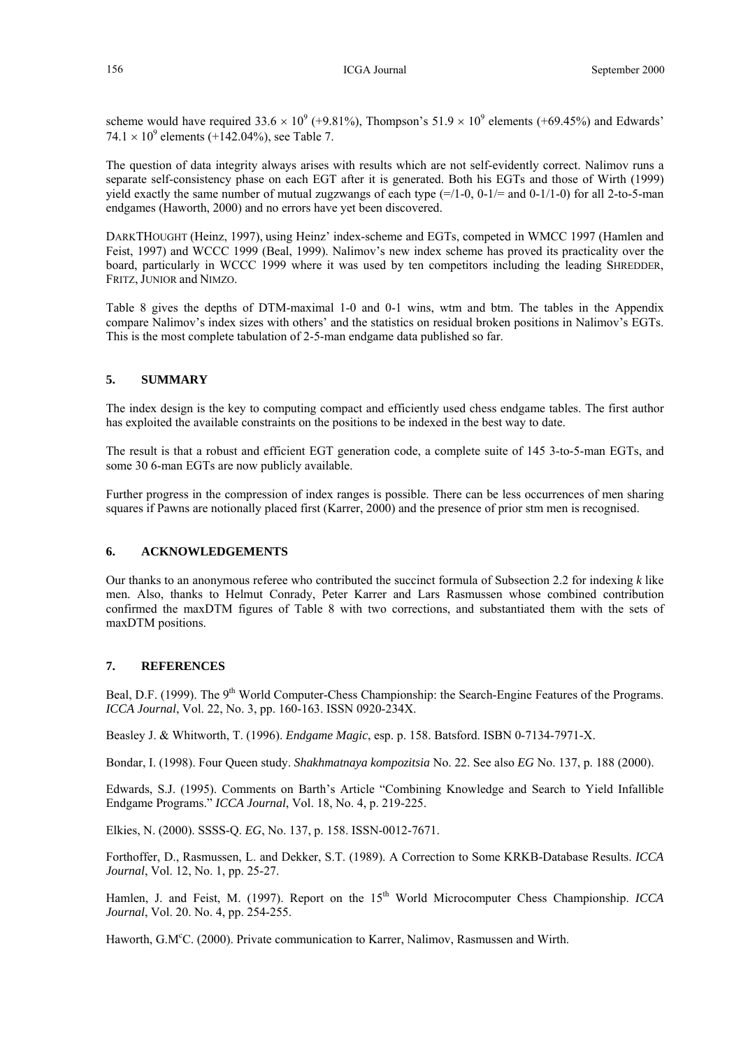scheme would have required $33.6 \times 10^9$ (+9.81%), Thompson's $51.9 \times 10^9$ elements (+69.45%) and Edwards' $74.1 \times 10^9$ elements (+142.04%), see Table 7.

The question of data integrity always arises with results which are not self-evidently correct. Nalimov runs a separate self-consistency phase on each EGT after it is generated. Both his EGTs and those of Wirth (1999) yield exactly the same number of mutual zugzwangs of each type (=/1-0, 0-1/= and 0-1/1-0) for all 2-to-5-man endgames (Haworth, 2000) and no errors have yet been discovered.

DARKTHOUGHT (Heinz, 1997), using Heinz' index-scheme and EGTs, competed in WMCC 1997 (Hamlen and Feist, 1997) and WCCC 1999 (Beal, 1999). Nalimov's new index scheme has proved its practicality over the board, particularly in WCCC 1999 where it was used by ten competitors including the leading SHREDDER, FRITZ, JUNIOR and NIMZO.

Table 8 gives the depths of DTM-maximal 1-0 and 0-1 wins, wtm and btm. The tables in the Appendix compare Nalimov's index sizes with others' and the statistics on residual broken positions in Nalimov's EGTs. This is the most complete tabulation of 2-5-man endgame data published so far.

## 5. SUMMARY

The index design is the key to computing compact and efficiently used chess endgame tables. The first author has exploited the available constraints on the positions to be indexed in the best way to date.

The result is that a robust and efficient EGT generation code, a complete suite of 145 3-to-5-man EGTs, and some 30 6-man EGTs are now publicly available.

Further progress in the compression of index ranges is possible. There can be less occurrences of men sharing squares if Pawns are notionally placed first (Karrer, 2000) and the presence of prior stm men is recognised.

## 6. ACKNOWLEDGEMENTS

Our thanks to an anonymous referee who contributed the succinct formula of Subsection 2.2 for indexing *k* like men. Also, thanks to Helmut Conrady, Peter Karrer and Lars Rasmussen whose combined contribution confirmed the maxDTM figures of Table 8 with two corrections, and substantiated them with the sets of maxDTM positions.

## 7. REFERENCES

Beal, D.F. (1999). The 9th World Computer-Chess Championship: the Search-Engine Features of the Programs. *ICCA Journal*, Vol. 22, No. 3, pp. 160-163. ISSN 0920-234X.

Beasley J. & Whitworth, T. (1996). *Endgame Magic*, esp. p. 158. Batsford. ISBN 0-7134-7971-X.

Bondar, I. (1998). Four Queen study. *Shakhmatnaya kompozitsia* No. 22. See also *EG* No. 137, p. 188 (2000).

Edwards, S.J. (1995). Comments on Barth's Article "Combining Knowledge and Search to Yield Infallible Endgame Programs." *ICCA Journal*, Vol. 18, No. 4, p. 219-225.

Elkies, N. (2000). SSSS-Q. *EG*, No. 137, p. 158. ISSN-0012-7671.

Forthoffer, D., Rasmussen, L. and Dekker, S.T. (1989). A Correction to Some KRKB-Database Results. *ICCA Journal*, Vol. 12, No. 1, pp. 25-27.

Hamlen, J. and Feist, M. (1997). Report on the 15th World Microcomputer Chess Championship. *ICCA Journal*, Vol. 20. No. 4, pp. 254-255.

Haworth, G.McC. (2000). Private communication to Karrer, Nalimov, Rasmussen and Wirth.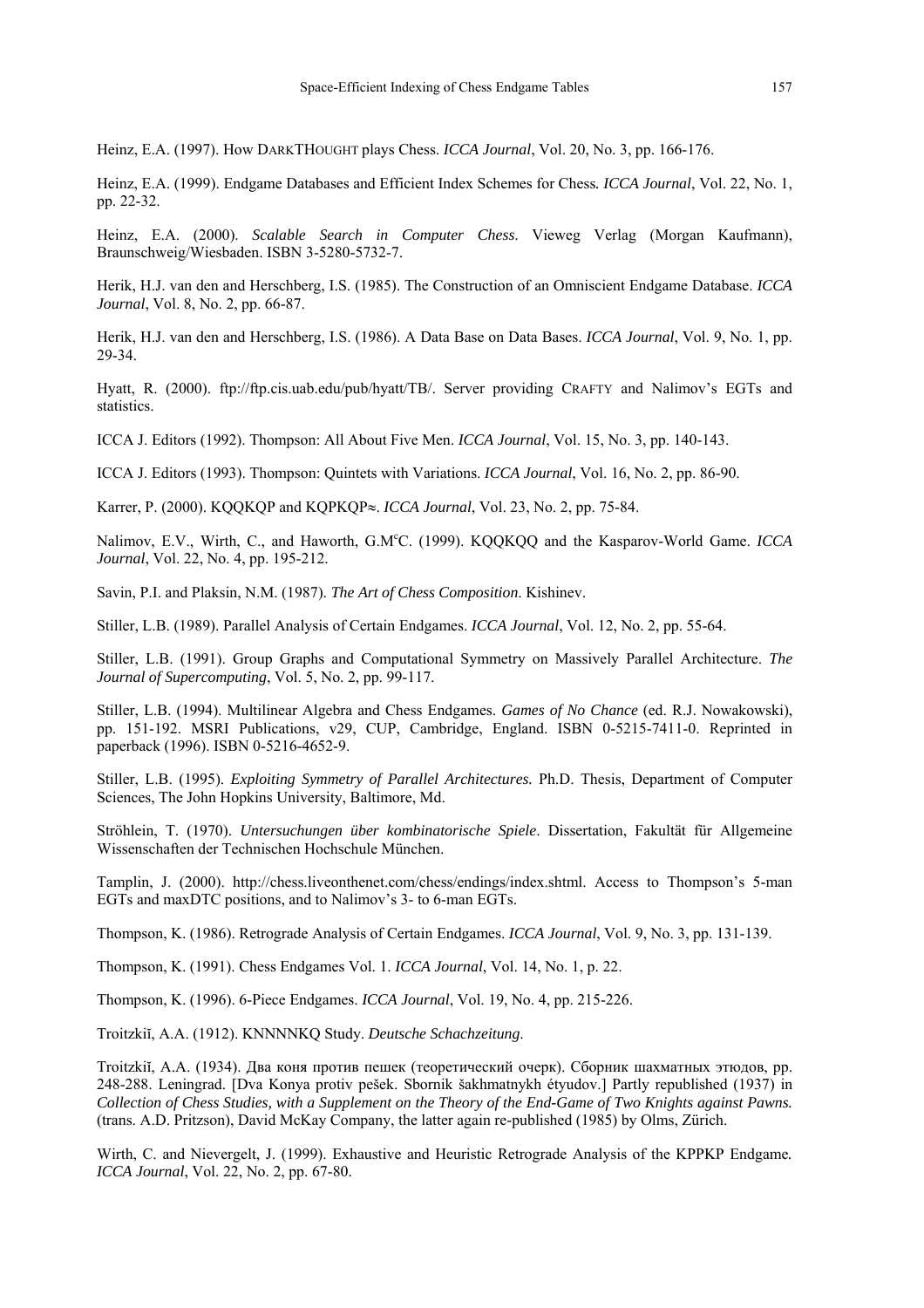Heinz, E.A. (1997). How DARKTHOUGHT plays Chess. *ICCA Journal*, Vol. 20, No. 3, pp. 166-176.

Heinz, E.A. (1999). Endgame Databases and Efficient Index Schemes for Chess. *ICCA Journal*, Vol. 22, No. 1, pp. 22-32.

Heinz, E.A. (2000). *Scalable Search in Computer Chess*. Vieweg Verlag (Morgan Kaufmann), Braunschweig/Wiesbaden. ISBN 3-5280-5732-7.

Herik, H.J. van den and Herschberg, I.S. (1985). The Construction of an Omniscient Endgame Database. *ICCA Journal*, Vol. 8, No. 2, pp. 66-87.

Herik, H.J. van den and Herschberg, I.S. (1986). A Data Base on Data Bases. *ICCA Journal*, Vol. 9, No. 1, pp. 29-34.

Hyatt, R. (2000). ftp://ftp.cis.uab.edu/pub/hyatt/TB/. Server providing CRAFTY and Nalimov's EGTs and statistics.

ICCA J. Editors (1992). Thompson: All About Five Men. *ICCA Journal*, Vol. 15, No. 3, pp. 140-143.

ICCA J. Editors (1993). Thompson: Quintets with Variations. *ICCA Journal*, Vol. 16, No. 2, pp. 86-90.

Karrer, P. (2000). KQQKQP and KQPKQP≈. *ICCA Journal*, Vol. 23, No. 2, pp. 75-84.

Nalimov, E.V., Wirth, C., and Haworth, G.M<sup>c</sup>C. (1999). KQQKQQ and the Kasparov-World Game. *ICCA Journal*, Vol. 22, No. 4, pp. 195-212.

Savin, P.I. and Plaksin, N.M. (1987). *The Art of Chess Composition*. Kishinev.

Stiller, L.B. (1989). Parallel Analysis of Certain Endgames. *ICCA Journal*, Vol. 12, No. 2, pp. 55-64.

Stiller, L.B. (1991). Group Graphs and Computational Symmetry on Massively Parallel Architecture. *The Journal of Supercomputing*, Vol. 5, No. 2, pp. 99-117.

Stiller, L.B. (1994). Multilinear Algebra and Chess Endgames. *Games of No Chance* (ed. R.J. Nowakowski), pp. 151-192. MSRI Publications, v29, CUP, Cambridge, England. ISBN 0-5215-7411-0. Reprinted in paperback (1996). ISBN 0-5216-4652-9.

Stiller, L.B. (1995). *Exploiting Symmetry of Parallel Architectures.* Ph.D. Thesis, Department of Computer Sciences, The John Hopkins University, Baltimore, Md.

Ströhlein, T. (1970). *Untersuchungen über kombinatorische Spiele*. Dissertation, Fakultät für Allgemeine Wissenschaften der Technischen Hochschule München.

Tamplin, J. (2000). http://chess.liveonthenet.com/chess/endings/index.shtml. Access to Thompson's 5-man EGTs and maxDTC positions, and to Nalimov's 3- to 6-man EGTs.

Thompson, K. (1986). Retrograde Analysis of Certain Endgames. *ICCA Journal*, Vol. 9, No. 3, pp. 131-139.

Thompson, K. (1991). Chess Endgames Vol. 1. *ICCA Journal*, Vol. 14, No. 1, p. 22.

Thompson, K. (1996). 6-Piece Endgames. *ICCA Journal*, Vol. 19, No. 4, pp. 215-226.

Troitzkiĭ, A.A. (1912). KNNNNKQ Study. *Deutsche Schachzeitung*.

Troitzkiĭ, A.A. (1934). Два коня против пешек (теоретический очерк). Сборник шахматных этюдов, pp. 248-288. Leningrad. [Dva Konya protiv pešek. Sbornik šakhmatnykh étyudov.] Partly republished (1937) in *Collection of Chess Studies, with a Supplement on the Theory of the End-Game of Two Knights against Pawns.* (trans. A.D. Pritzson), David McKay Company, the latter again re-published (1985) by Olms, Zürich.

Wirth, C. and Nievergelt, J. (1999). Exhaustive and Heuristic Retrograde Analysis of the KPPKP Endgame. *ICCA Journal*, Vol. 22, No. 2, pp. 67-80.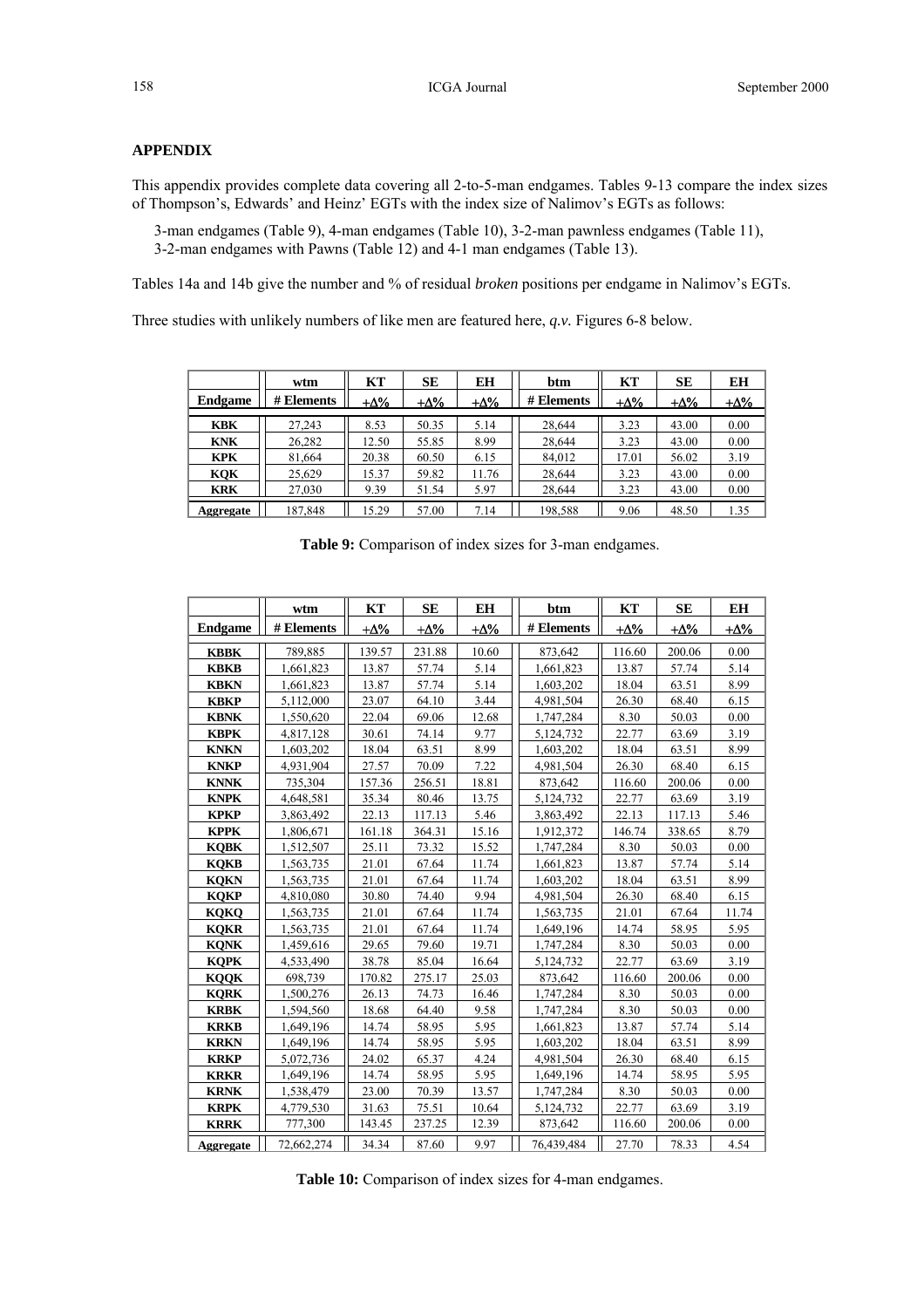## APPENDIX

This appendix provides complete data covering all 2-to-5-man endgames. Tables 9-13 compare the index sizes of Thompson's, Edwards' and Heinz' EGTs with the index size of Nalimov's EGTs as follows:

3-man endgames (Table 9), 4-man endgames (Table 10), 3-2-man pawnless endgames (Table 11), 3-2-man endgames with Pawns (Table 12) and 4-1 man endgames (Table 13).

Tables 14a and 14b give the number and % of residual *broken* positions per endgame in Nalimov's EGTs.

Three studies with unlikely numbers of like men are featured here, *q.v.* Figures 6-8 below.

| | wtm | KT | SE | EH | btm | KT | SE | EH |
|---|---|---|---|---|---|---|---|---|
| **Endgame** | **# Elements** | **+Δ%** | **+Δ%** | **+Δ%** | **# Elements** | **+Δ%** | **+Δ%** | **+Δ%** |
| **KBK** | 27,243 | 8.53 | 50.35 | 5.14 | 28,644 | 3.23 | 43.00 | 0.00 |
| **KNK** | 26,282 | 12.50 | 55.85 | 8.99 | 28,644 | 3.23 | 43.00 | 0.00 |
| **KPK** | 81,664 | 20.38 | 60.50 | 6.15 | 84,012 | 17.01 | 56.02 | 3.19 |
| **KQK** | 25,629 | 15.37 | 59.82 | 11.76 | 28,644 | 3.23 | 43.00 | 0.00 |
| **KRK** | 27,030 | 9.39 | 51.54 | 5.97 | 28,644 | 3.23 | 43.00 | 0.00 |
| **Aggregate** | 187,848 | 15.29 | 57.00 | 7.14 | 198,588 | 9.06 | 48.50 | 1.35 |

**Table 9:** Comparison of index sizes for 3-man endgames.

| | wtm | KT | SE | EH | btm | KT | SE | EH |
|---|---|---|---|---|---|---|---|---|
| **Endgame** | **# Elements** | **+Δ%** | **+Δ%** | **+Δ%** | **# Elements** | **+Δ%** | **+Δ%** | **+Δ%** |
| **KBBK** | 789,885 | 139.57 | 231.88 | 10.60 | 873,642 | 116.60 | 200.06 | 0.00 |
| **KBKB** | 1,661,823 | 13.87 | 57.74 | 5.14 | 1,661,823 | 13.87 | 57.74 | 5.14 |
| **KBKN** | 1,661,823 | 13.87 | 57.74 | 5.14 | 1,603,202 | 18.04 | 63.51 | 8.99 |
| **KBKP** | 5,112,000 | 23.07 | 64.10 | 3.44 | 4,981,504 | 26.30 | 68.40 | 6.15 |
| **KBNK** | 1,550,620 | 22.04 | 69.06 | 12.68 | 1,747,284 | 8.30 | 50.03 | 0.00 |
| **KBPK** | 4,817,128 | 30.61 | 74.14 | 9.77 | 5,124,732 | 22.77 | 63.69 | 3.19 |
| **KNKN** | 1,603,202 | 18.04 | 63.51 | 8.99 | 1,603,202 | 18.04 | 63.51 | 8.99 |
| **KNKP** | 4,931,904 | 27.57 | 70.09 | 7.22 | 4,981,504 | 26.30 | 68.40 | 6.15 |
| **KNNK** | 735,304 | 157.36 | 256.51 | 18.81 | 873,642 | 116.60 | 200.06 | 0.00 |
| **KNPK** | 4,648,581 | 35.34 | 80.46 | 13.75 | 5,124,732 | 22.77 | 63.69 | 3.19 |
| **KPKP** | 3,863,492 | 22.13 | 117.13 | 5.46 | 3,863,492 | 22.13 | 117.13 | 5.46 |
| **KPPK** | 1,806,671 | 161.18 | 364.31 | 15.16 | 1,912,372 | 146.74 | 338.65 | 8.79 |
| **KQBK** | 1,512,507 | 25.11 | 73.32 | 15.52 | 1,747,284 | 8.30 | 50.03 | 0.00 |
| **KQKB** | 1,563,735 | 21.01 | 67.64 | 11.74 | 1,661,823 | 13.87 | 57.74 | 5.14 |
| **KQKN** | 1,563,735 | 21.01 | 67.64 | 11.74 | 1,603,202 | 18.04 | 63.51 | 8.99 |
| **KQKP** | 4,810,080 | 30.80 | 74.40 | 9.94 | 4,981,504 | 26.30 | 68.40 | 6.15 |
| **KQKQ** | 1,563,735 | 21.01 | 67.64 | 11.74 | 1,563,735 | 21.01 | 67.64 | 11.74 |
| **KQKR** | 1,563,735 | 21.01 | 67.64 | 11.74 | 1,649,196 | 14.74 | 58.95 | 5.95 |
| **KQNK** | 1,459,616 | 29.65 | 79.60 | 19.71 | 1,747,284 | 8.30 | 50.03 | 0.00 |
| **KQPK** | 4,533,490 | 38.78 | 85.04 | 16.64 | 5,124,732 | 22.77 | 63.69 | 3.19 |
| **KQQK** | 698,739 | 170.82 | 275.17 | 25.03 | 873,642 | 116.60 | 200.06 | 0.00 |
| **KQRK** | 1,500,276 | 26.13 | 74.73 | 16.46 | 1,747,284 | 8.30 | 50.03 | 0.00 |
| **KRBK** | 1,594,560 | 18.68 | 64.40 | 9.58 | 1,747,284 | 8.30 | 50.03 | 0.00 |
| **KRKB** | 1,649,196 | 14.74 | 58.95 | 5.95 | 1,661,823 | 13.87 | 57.74 | 5.14 |
| **KRKN** | 1,649,196 | 14.74 | 58.95 | 5.95 | 1,603,202 | 18.04 | 63.51 | 8.99 |
| **KRKP** | 5,072,736 | 24.02 | 65.37 | 4.24 | 4,981,504 | 26.30 | 68.40 | 6.15 |
| **KRKR** | 1,649,196 | 14.74 | 58.95 | 5.95 | 1,649,196 | 14.74 | 58.95 | 5.95 |
| **KRNK** | 1,538,479 | 23.00 | 70.39 | 13.57 | 1,747,284 | 8.30 | 50.03 | 0.00 |
| **KRPK** | 4,779,530 | 31.63 | 75.51 | 10.64 | 5,124,732 | 22.77 | 63.69 | 3.19 |
| **KRRK** | 777,300 | 143.45 | 237.25 | 12.39 | 873,642 | 116.60 | 200.06 | 0.00 |
| **Aggregate** | 72,662,274 | 34.34 | 87.60 | 9.97 | 76,439,484 | 27.70 | 78.33 | 4.54 |

**Table 10:** Comparison of index sizes for 4-man endgames.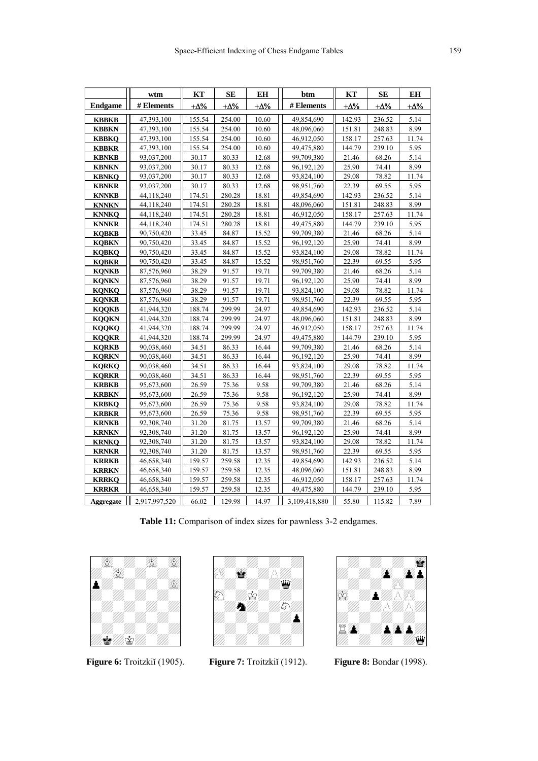| | wtm | KT | SE | EH | btm | KT | SE | EH |
|---|---|---|---|---|---|---|---|---|
| **Endgame** | **# Elements** | **+Δ%** | **+Δ%** | **+Δ%** | **# Elements** | **+Δ%** | **+Δ%** | **+Δ%** |
| **KBBKB** | 47,393,100 | 155.54 | 254.00 | 10.60 | 49,854,690 | 142.93 | 236.52 | 5.14 |
| **KBBKN** | 47,393,100 | 155.54 | 254.00 | 10.60 | 48,096,060 | 151.81 | 248.83 | 8.99 |
| **KBBKQ** | 47,393,100 | 155.54 | 254.00 | 10.60 | 46,912,050 | 158.17 | 257.63 | 11.74 |
| **KBBKR** | 47,393,100 | 155.54 | 254.00 | 10.60 | 49,475,880 | 144.79 | 239.10 | 5.95 |
| **KBNKB** | 93,037,200 | 30.17 | 80.33 | 12.68 | 99,709,380 | 21.46 | 68.26 | 5.14 |
| **KBNKN** | 93,037,200 | 30.17 | 80.33 | 12.68 | 96,192,120 | 25.90 | 74.41 | 8.99 |
| **KBNKQ** | 93,037,200 | 30.17 | 80.33 | 12.68 | 93,824,100 | 29.08 | 78.82 | 11.74 |
| **KBNKR** | 93,037,200 | 30.17 | 80.33 | 12.68 | 98,951,760 | 22.39 | 69.55 | 5.95 |
| **KNNKB** | 44,118,240 | 174.51 | 280.28 | 18.81 | 49,854,690 | 142.93 | 236.52 | 5.14 |
| **KNNKN** | 44,118,240 | 174.51 | 280.28 | 18.81 | 48,096,060 | 151.81 | 248.83 | 8.99 |
| **KNNKQ** | 44,118,240 | 174.51 | 280.28 | 18.81 | 46,912,050 | 158.17 | 257.63 | 11.74 |
| **KNNKR** | 44,118,240 | 174.51 | 280.28 | 18.81 | 49,475,880 | 144.79 | 239.10 | 5.95 |
| **KQBKB** | 90,750,420 | 33.45 | 84.87 | 15.52 | 99,709,380 | 21.46 | 68.26 | 5.14 |
| **KQBKN** | 90,750,420 | 33.45 | 84.87 | 15.52 | 96,192,120 | 25.90 | 74.41 | 8.99 |
| **KQBKQ** | 90,750,420 | 33.45 | 84.87 | 15.52 | 93,824,100 | 29.08 | 78.82 | 11.74 |
| **KQBKR** | 90,750,420 | 33.45 | 84.87 | 15.52 | 98,951,760 | 22.39 | 69.55 | 5.95 |
| **KQNKB** | 87,576,960 | 38.29 | 91.57 | 19.71 | 99,709,380 | 21.46 | 68.26 | 5.14 |
| **KQNKN** | 87,576,960 | 38.29 | 91.57 | 19.71 | 96,192,120 | 25.90 | 74.41 | 8.99 |
| **KQNKQ** | 87,576,960 | 38.29 | 91.57 | 19.71 | 93,824,100 | 29.08 | 78.82 | 11.74 |
| **KQNKR** | 87,576,960 | 38.29 | 91.57 | 19.71 | 98,951,760 | 22.39 | 69.55 | 5.95 |
| **KQQKB** | 41,944,320 | 188.74 | 299.99 | 24.97 | 49,854,690 | 142.93 | 236.52 | 5.14 |
| **KQQKN** | 41,944,320 | 188.74 | 299.99 | 24.97 | 48,096,060 | 151.81 | 248.83 | 8.99 |
| **KQQKQ** | 41,944,320 | 188.74 | 299.99 | 24.97 | 46,912,050 | 158.17 | 257.63 | 11.74 |
| **KQQKR** | 41,944,320 | 188.74 | 299.99 | 24.97 | 49,475,880 | 144.79 | 239.10 | 5.95 |
| **KQRKB** | 90,038,460 | 34.51 | 86.33 | 16.44 | 99,709,380 | 21.46 | 68.26 | 5.14 |
| **KQRKN** | 90,038,460 | 34.51 | 86.33 | 16.44 | 96,192,120 | 25.90 | 74.41 | 8.99 |
| **KQRKQ** | 90,038,460 | 34.51 | 86.33 | 16.44 | 93,824,100 | 29.08 | 78.82 | 11.74 |
| **KQRKR** | 90,038,460 | 34.51 | 86.33 | 16.44 | 98,951,760 | 22.39 | 69.55 | 5.95 |
| **KRBKB** | 95,673,600 | 26.59 | 75.36 | 9.58 | 99,709,380 | 21.46 | 68.26 | 5.14 |
| **KRBKN** | 95,673,600 | 26.59 | 75.36 | 9.58 | 96,192,120 | 25.90 | 74.41 | 8.99 |
| **KRBKQ** | 95,673,600 | 26.59 | 75.36 | 9.58 | 93,824,100 | 29.08 | 78.82 | 11.74 |
| **KRBKR** | 95,673,600 | 26.59 | 75.36 | 9.58 | 98,951,760 | 22.39 | 69.55 | 5.95 |
| **KRNKB** | 92,308,740 | 31.20 | 81.75 | 13.57 | 99,709,380 | 21.46 | 68.26 | 5.14 |
| **KRNKN** | 92,308,740 | 31.20 | 81.75 | 13.57 | 96,192,120 | 25.90 | 74.41 | 8.99 |
| **KRNKQ** | 92,308,740 | 31.20 | 81.75 | 13.57 | 93,824,100 | 29.08 | 78.82 | 11.74 |
| **KRNKR** | 92,308,740 | 31.20 | 81.75 | 13.57 | 98,951,760 | 22.39 | 69.55 | 5.95 |
| **KRRKB** | 46,658,340 | 159.57 | 259.58 | 12.35 | 49,854,690 | 142.93 | 236.52 | 5.14 |
| **KRRKN** | 46,658,340 | 159.57 | 259.58 | 12.35 | 48,096,060 | 151.81 | 248.83 | 8.99 |
| **KRRKQ** | 46,658,340 | 159.57 | 259.58 | 12.35 | 46,912,050 | 158.17 | 257.63 | 11.74 |
| **KRRKR** | 46,658,340 | 159.57 | 259.58 | 12.35 | 49,475,880 | 144.79 | 239.10 | 5.95 |
| **Aggregate** | 2,917,997,520 | 66.02 | 129.98 | 14.97 | 3,109,418,880 | 55.80 | 115.82 | 7.89 |

**Table 11:** Comparison of index sizes for pawnless 3-2 endgames.

**Figure 6:** Troitzkiĭ (1905).

**Figure 7:** Troitzkiĭ (1912).

**Figure 8:** Bondar (1998).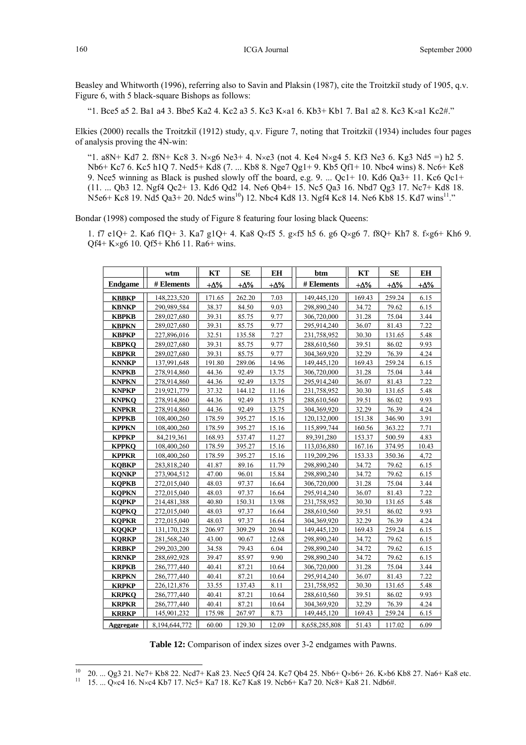Beasley and Whitworth (1996), referring also to Savin and Plaksin (1987), cite the Troitzkiĭ study of 1905, q.v. Figure 6, with 5 black-square Bishops as follows:

> "1. Bce5 a5 2. Ba1 a4 3. Bbe5 Ka2 4. Kc2 a3 5. Kc3 K×a1 6. Kb3+ Kb1 7. Ba1 a2 8. Kc3 K×a1 Kc2#."

Elkies (2000) recalls the Troitzkiĭ (1912) study, q.v. Figure 7, noting that Troitzkiĭ (1934) includes four pages of analysis proving the 4N-win:

> "1. a8N+ Kd7 2. f8N+ Kc8 3. N×g6 Ne3+ 4. N×e3 (not 4. Ke4 N×g4 5. Kf3 Ne3 6. Kg3 Nd5 =) h2 5. Nb6+ Kc7 6. Kc5 h1Q 7. Ned5+ Kd8 (7. ... Kb8 8. Nge7 Qg1+ 9. Kb5 Qf1+ 10. Nbc4 wins) 8. Nc6+ Ke8 9. Nce5 winning as Black is pushed slowly off the board, e.g. 9. ... Qc1+ 10. Kd6 Qa3+ 11. Kc6 Qc1+ (11. ... Qb3 12. Ngf4 Qc2+ 13. Kd6 Qd2 14. Ne6 Qb4+ 15. Nc5 Qa3 16. Nbd7 Qg3 17. Nc7+ Kd8 18. N5e6+ Kc8 19. Nd5 Qa3+ 20. Ndc5 wins[10]) 12. Nbc4 Kd8 13. Ngf4 Kc8 14. Ne6 Kb8 15. Kd7 wins[11]."

Bondar (1998) composed the study of Figure 8 featuring four losing black Queens:

> 1. f7 e1Q+ 2. Ka6 f1Q+ 3. Ka7 g1Q+ 4. Ka8 Q×f5 5. g×f5 h5 6. g6 Q×g6 7. f8Q+ Kh7 8. f×g6+ Kh6 9. Qf4+ K×g6 10. Qf5+ Kh6 11. Ra6+ wins.

| | wtm | KT | SE | EH | btm | KT | SE | EH |
|---|---|---|---|---|---|---|---|---|
| **Endgame** | **# Elements** | **+Δ%** | **+Δ%** | **+Δ%** | **# Elements** | **+Δ%** | **+Δ%** | **+Δ%** |
| **KBBKP** | 148,223,520 | 171.65 | 262.20 | 7.03 | 149,445,120 | 169.43 | 259.24 | 6.15 |
| **KBNKP** | 290,989,584 | 38.37 | 84.50 | 9.03 | 298,890,240 | 34.72 | 79.62 | 6.15 |
| **KBPKB** | 289,027,680 | 39.31 | 85.75 | 9.77 | 306,720,000 | 31.28 | 75.04 | 3.44 |
| **KBPKN** | 289,027,680 | 39.31 | 85.75 | 9.77 | 295,914,240 | 36.07 | 81.43 | 7.22 |
| **KBPKP** | 227,896,016 | 32.51 | 135.58 | 7.27 | 231,758,952 | 30.30 | 131.65 | 5.48 |
| **KBPKQ** | 289,027,680 | 39.31 | 85.75 | 9.77 | 288,610,560 | 39.51 | 86.02 | 9.93 |
| **KBPKR** | 289,027,680 | 39.31 | 85.75 | 9.77 | 304,369,920 | 32.29 | 76.39 | 4.24 |
| **KNNKP** | 137,991,648 | 191.80 | 289.06 | 14.96 | 149,445,120 | 169.43 | 259.24 | 6.15 |
| **KNPKB** | 278,914,860 | 44.36 | 92.49 | 13.75 | 306,720,000 | 31.28 | 75.04 | 3.44 |
| **KNPKN** | 278,914,860 | 44.36 | 92.49 | 13.75 | 295,914,240 | 36.07 | 81.43 | 7.22 |
| **KNPKP** | 219,921,779 | 37.32 | 144.12 | 11.16 | 231,758,952 | 30.30 | 131.65 | 5.48 |
| **KNPKQ** | 278,914,860 | 44.36 | 92.49 | 13.75 | 288,610,560 | 39.51 | 86.02 | 9.93 |
| **KNPKR** | 278,914,860 | 44.36 | 92.49 | 13.75 | 304,369,920 | 32.29 | 76.39 | 4.24 |
| **KPPKB** | 108,400,260 | 178.59 | 395.27 | 15.16 | 120,132,000 | 151.38 | 346.90 | 3.91 |
| **KPPKN** | 108,400,260 | 178.59 | 395.27 | 15.16 | 115,899,744 | 160.56 | 363.22 | 7.71 |
| **KPPKP** | 84,219,361 | 168.93 | 537.47 | 11.27 | 89,391,280 | 153.37 | 500.59 | 4.83 |
| **KPPKQ** | 108,400,260 | 178.59 | 395.27 | 15.16 | 113,036,880 | 167.16 | 374.95 | 10.43 |
| **KPPKR** | 108,400,260 | 178.59 | 395.27 | 15.16 | 119,209,296 | 153.33 | 350.36 | 4,72 |
| **KQBKP** | 283,818,240 | 41.87 | 89.16 | 11.79 | 298,890,240 | 34.72 | 79.62 | 6.15 |
| **KQNKP** | 273,904,512 | 47.00 | 96.01 | 15.84 | 298,890,240 | 34.72 | 79.62 | 6.15 |
| **KQPKB** | 272,015,040 | 48.03 | 97.37 | 16.64 | 306,720,000 | 31.28 | 75.04 | 3.44 |
| **KQPKN** | 272,015,040 | 48.03 | 97.37 | 16.64 | 295,914,240 | 36.07 | 81.43 | 7.22 |
| **KQPKP** | 214,481,388 | 40.80 | 150.31 | 13.98 | 231,758,952 | 30.30 | 131.65 | 5.48 |
| **KQPKQ** | 272,015,040 | 48.03 | 97.37 | 16.64 | 288,610,560 | 39.51 | 86.02 | 9.93 |
| **KQPKR** | 272,015,040 | 48.03 | 97.37 | 16.64 | 304,369,920 | 32.29 | 76.39 | 4.24 |
| **KQQKP** | 131,170,128 | 206.97 | 309.29 | 20.94 | 149,445,120 | 169.43 | 259.24 | 6.15 |
| **KQRKP** | 281,568,240 | 43.00 | 90.67 | 12.68 | 298,890,240 | 34.72 | 79.62 | 6.15 |
| **KRBKP** | 299,203,200 | 34.58 | 79.43 | 6.04 | 298,890,240 | 34.72 | 79.62 | 6.15 |
| **KRNKP** | 288,692,928 | 39.47 | 85.97 | 9.90 | 298,890,240 | 34.72 | 79.62 | 6.15 |
| **KRPKB** | 286,777,440 | 40.41 | 87.21 | 10.64 | 306,720,000 | 31.28 | 75.04 | 3.44 |
| **KRPKN** | 286,777,440 | 40.41 | 87.21 | 10.64 | 295,914,240 | 36.07 | 81.43 | 7.22 |
| **KRPKP** | 226,121,876 | 33.55 | 137.43 | 8.11 | 231,758,952 | 30.30 | 131.65 | 5.48 |
| **KRPKQ** | 286,777,440 | 40.41 | 87.21 | 10.64 | 288,610,560 | 39.51 | 86.02 | 9.93 |
| **KRPKR** | 286,777,440 | 40.41 | 87.21 | 10.64 | 304,369,920 | 32.29 | 76.39 | 4.24 |
| **KRRKP** | 145,901,232 | 175.98 | 267.97 | 8.73 | 149,445,120 | 169.43 | 259.24 | 6.15 |
| **Aggregate** | 8,194,644,772 | 60.00 | 129.30 | 12.09 | 8,658,285,808 | 51.43 | 117.02 | 6.09 |

**Table 12:** Comparison of index sizes over 3-2 endgames with Pawns.

---

[10] 20. ... Qg3 21. Ne7+ Kb8 22. Ncd7+ Ka8 23. Nec5 Qf4 24. Kc7 Qb4 25. Nb6+ Q×b6+ 26. K×b6 Kb8 27. Na6+ Ka8 etc.

[11] 15. ... Q×c4 16. N×c4 Kb7 17. Nc5+ Ka7 18. Kc7 Ka8 19. Ncb6+ Ka7 20. Nc8+ Ka8 21. Ndb6#.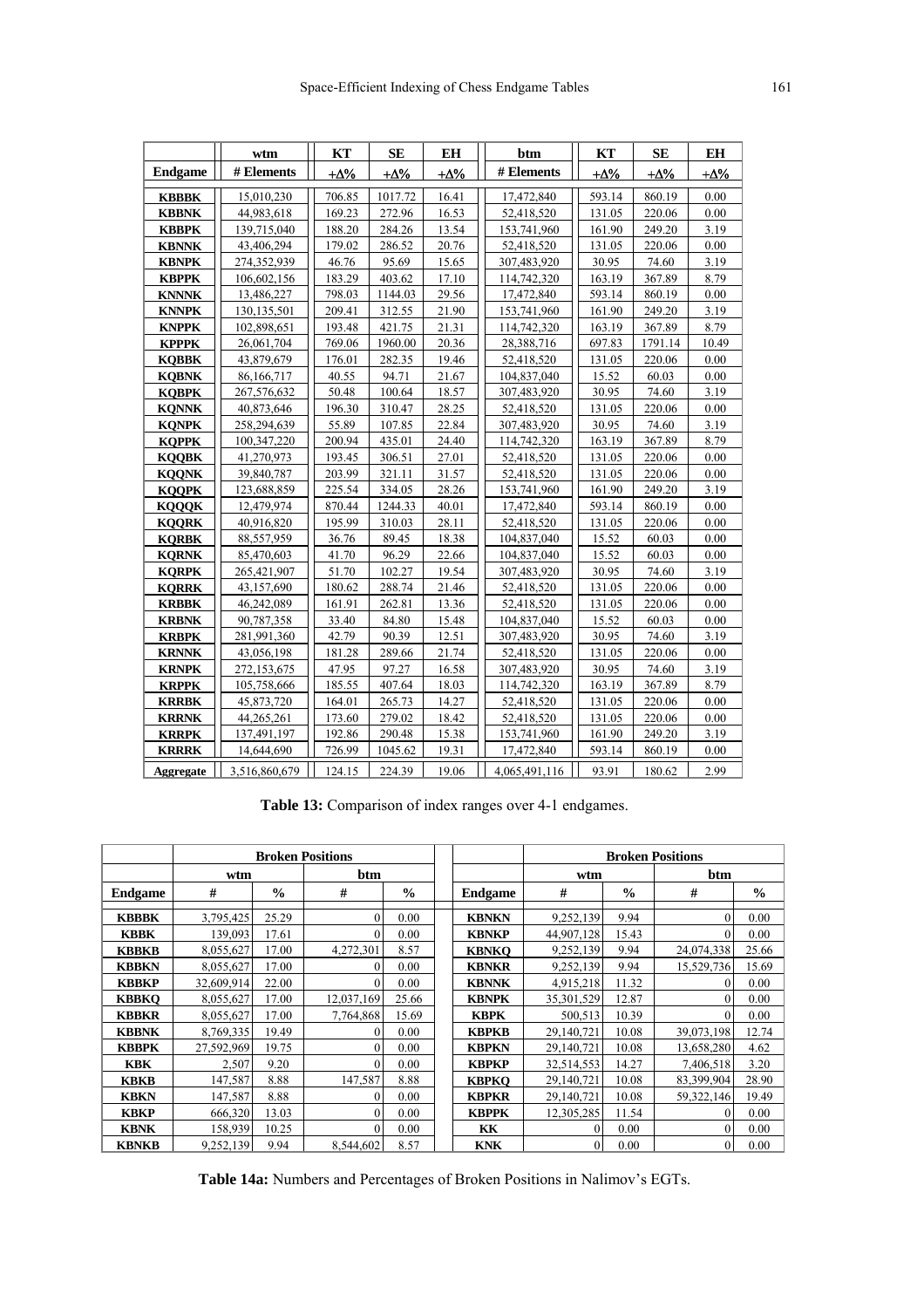| Endgame | wtm # Elements | KT +Δ% | SE +Δ% | EH +Δ% | btm # Elements | KT +Δ% | SE +Δ% | EH +Δ% |
|---|---|---|---|---|---|---|---|---|
| **KBBBK** | 15,010,230 | 706.85 | 1017.72 | 16.41 | 17,472,840 | 593.14 | 860.19 | 0.00 |
| **KBBNK** | 44,983,618 | 169.23 | 272.96 | 16.53 | 52,418,520 | 131.05 | 220.06 | 0.00 |
| **KBBPK** | 139,715,040 | 188.20 | 284.26 | 13.54 | 153,741,960 | 161.90 | 249.20 | 3.19 |
| **KBNNK** | 43,406,294 | 179.02 | 286.52 | 20.76 | 52,418,520 | 131.05 | 220.06 | 0.00 |
| **KBNPK** | 274,352,939 | 46.76 | 95.69 | 15.65 | 307,483,920 | 30.95 | 74.60 | 3.19 |
| **KBPPK** | 106,602,156 | 183.29 | 403.62 | 17.10 | 114,742,320 | 163.19 | 367.89 | 8.79 |
| **KNNNK** | 13,486,227 | 798.03 | 1144.03 | 29.56 | 17,472,840 | 593.14 | 860.19 | 0.00 |
| **KNNPK** | 130,135,501 | 209.41 | 312.55 | 21.90 | 153,741,960 | 161.90 | 249.20 | 3.19 |
| **KNPPK** | 102,898,651 | 193.48 | 421.75 | 21.31 | 114,742,320 | 163.19 | 367.89 | 8.79 |
| **KPPPK** | 26,061,704 | 769.06 | 1960.00 | 20.36 | 28,388,716 | 697.83 | 1791.14 | 10.49 |
| **KQBBK** | 43,879,679 | 176.01 | 282.35 | 19.46 | 52,418,520 | 131.05 | 220.06 | 0.00 |
| **KQBNK** | 86,166,717 | 40.55 | 94.71 | 21.67 | 104,837,040 | 15.52 | 60.03 | 0.00 |
| **KQBPK** | 267,576,632 | 50.48 | 100.64 | 18.57 | 307,483,920 | 30.95 | 74.60 | 3.19 |
| **KQNNK** | 40,873,646 | 196.30 | 310.47 | 28.25 | 52,418,520 | 131.05 | 220.06 | 0.00 |
| **KQNPK** | 258,294,639 | 55.89 | 107.85 | 22.84 | 307,483,920 | 30.95 | 74.60 | 3.19 |
| **KQPPK** | 100,347,220 | 200.94 | 435.01 | 24.40 | 114,742,320 | 163.19 | 367.89 | 8.79 |
| **KQQBK** | 41,270,973 | 193.45 | 306.51 | 27.01 | 52,418,520 | 131.05 | 220.06 | 0.00 |
| **KQQNK** | 39,840,787 | 203.99 | 321.11 | 31.57 | 52,418,520 | 131.05 | 220.06 | 0.00 |
| **KQQPK** | 123,688,859 | 225.54 | 334.05 | 28.26 | 153,741,960 | 161.90 | 249.20 | 3.19 |
| **KQQQK** | 12,479,974 | 870.44 | 1244.33 | 40.01 | 17,472,840 | 593.14 | 860.19 | 0.00 |
| **KQQRK** | 40,916,820 | 195.99 | 310.03 | 28.11 | 52,418,520 | 131.05 | 220.06 | 0.00 |
| **KQRBK** | 88,557,959 | 36.76 | 89.45 | 18.38 | 104,837,040 | 15.52 | 60.03 | 0.00 |
| **KQRNK** | 85,470,603 | 41.70 | 96.29 | 22.66 | 104,837,040 | 15.52 | 60.03 | 0.00 |
| **KQRPK** | 265,421,907 | 51.70 | 102.27 | 19.54 | 307,483,920 | 30.95 | 74.60 | 3.19 |
| **KQRRK** | 43,157,690 | 180.62 | 288.74 | 21.46 | 52,418,520 | 131.05 | 220.06 | 0.00 |
| **KRBBK** | 46,242,089 | 161.91 | 262.81 | 13.36 | 52,418,520 | 131.05 | 220.06 | 0.00 |
| **KRBNK** | 90,787,358 | 33.40 | 84.80 | 15.48 | 104,837,040 | 15.52 | 60.03 | 0.00 |
| **KRBPK** | 281,991,360 | 42.79 | 90.39 | 12.51 | 307,483,920 | 30.95 | 74.60 | 3.19 |
| **KRNNK** | 43,056,198 | 181.28 | 289.66 | 21.74 | 52,418,520 | 131.05 | 220.06 | 0.00 |
| **KRNPK** | 272,153,675 | 47.95 | 97.27 | 16.58 | 307,483,920 | 30.95 | 74.60 | 3.19 |
| **KRPPK** | 105,758,666 | 185.55 | 407.64 | 18.03 | 114,742,320 | 163.19 | 367.89 | 8.79 |
| **KRRBK** | 45,873,720 | 164.01 | 265.73 | 14.27 | 52,418,520 | 131.05 | 220.06 | 0.00 |
| **KRRNK** | 44,265,261 | 173.60 | 279.02 | 18.42 | 52,418,520 | 131.05 | 220.06 | 0.00 |
| **KRRPK** | 137,491,197 | 192.86 | 290.48 | 15.38 | 153,741,960 | 161.90 | 249.20 | 3.19 |
| **KRRRK** | 14,644,690 | 726.99 | 1045.62 | 19.31 | 17,472,840 | 593.14 | 860.19 | 0.00 |
| **Aggregate** | 3,516,860,679 | 124.15 | 224.39 | 19.06 | 4,065,491,116 | 93.91 | 180.62 | 2.99 |

**Table 13:** Comparison of index ranges over 4-1 endgames.

| | Broken Positions | | | | | Broken Positions | | | |
|---|---|---|---|---|---|---|---|---|---|
| | wtm | | btm | | | wtm | | btm | |
| **Endgame** | # | % | # | % | **Endgame** | # | % | # | % |
| **KBBBK** | 3,795,425 | 25.29 | 0 | 0.00 | **KBNKN** | 9,252,139 | 9.94 | 0 | 0.00 |
| **KBBK** | 139,093 | 17.61 | 0 | 0.00 | **KBNKP** | 44,907,128 | 15.43 | 0 | 0.00 |
| **KBBKB** | 8,055,627 | 17.00 | 4,272,301 | 8.57 | **KBNKQ** | 9,252,139 | 9.94 | 24,074,338 | 25.66 |
| **KBBKN** | 8,055,627 | 17.00 | 0 | 0.00 | **KBNKR** | 9,252,139 | 9.94 | 15,529,736 | 15.69 |
| **KBBKP** | 32,609,914 | 22.00 | 0 | 0.00 | **KBNNK** | 4,915,218 | 11.32 | 0 | 0.00 |
| **KBBKQ** | 8,055,627 | 17.00 | 12,037,169 | 25.66 | **KBNPK** | 35,301,529 | 12.87 | 0 | 0.00 |
| **KBBKR** | 8,055,627 | 17.00 | 7,764,868 | 15.69 | **KBPK** | 500,513 | 10.39 | 0 | 0.00 |
| **KBBNK** | 8,769,335 | 19.49 | 0 | 0.00 | **KBPKB** | 29,140,721 | 10.08 | 39,073,198 | 12.74 |
| **KBBPK** | 27,592,969 | 19.75 | 0 | 0.00 | **KBPKN** | 29,140,721 | 10.08 | 13,658,280 | 4.62 |
| **KBK** | 2,507 | 9.20 | 0 | 0.00 | **KBPKP** | 32,514,553 | 14.27 | 7,406,518 | 3.20 |
| **KBKB** | 147,587 | 8.88 | 147,587 | 8.88 | **KBPKQ** | 29,140,721 | 10.08 | 83,399,904 | 28.90 |
| **KBKN** | 147,587 | 8.88 | 0 | 0.00 | **KBPKR** | 29,140,721 | 10.08 | 59,322,146 | 19.49 |
| **KBKP** | 666,320 | 13.03 | 0 | 0.00 | **KBPPK** | 12,305,285 | 11.54 | 0 | 0.00 |
| **KBNK** | 158,939 | 10.25 | 0 | 0.00 | **KK** | 0 | 0.00 | 0 | 0.00 |
| **KBNKB** | 9,252,139 | 9.94 | 8,544,602 | 8.57 | **KNK** | 0 | 0.00 | 0 | 0.00 |

**Table 14a:** Numbers and Percentages of Broken Positions in Nalimov's EGTs.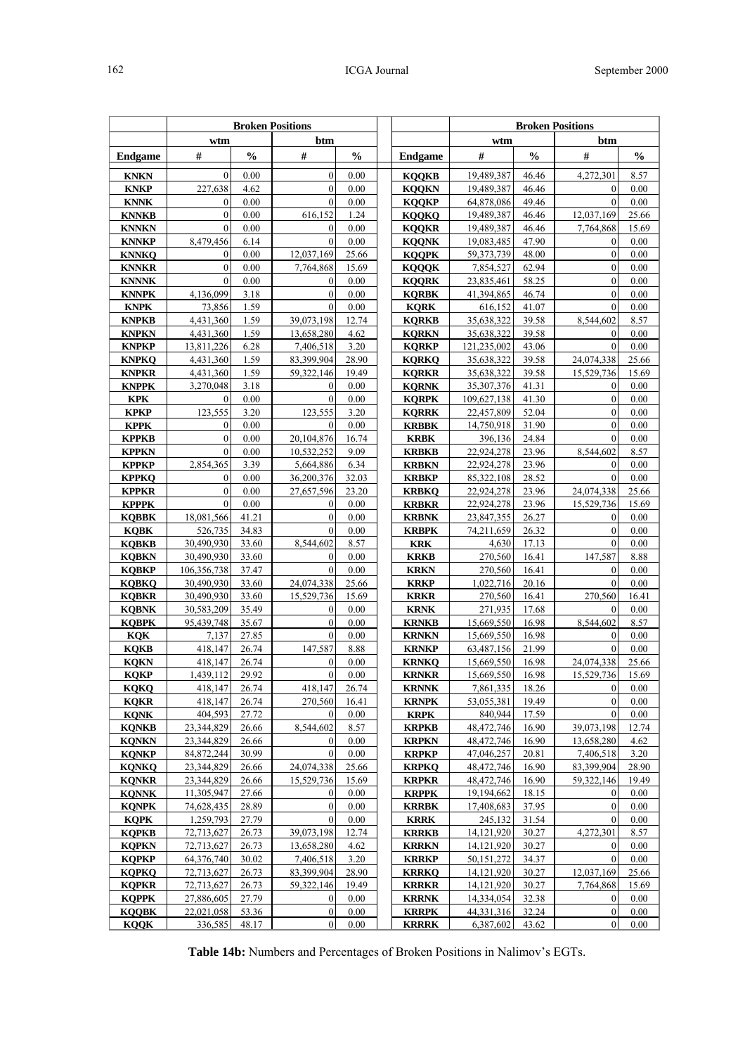| | Broken Positions | | | | | | Broken Positions | | | |
|---|---|---|---|---|---|---|---|---|---|---|
| | wtm | | btm | | | | wtm | | btm | |
| **Endgame** | **#** | **%** | **#** | **%** | | **Endgame** | **#** | **%** | **#** | **%** |
| **KNKN** | 0 | 0.00 | 0 | 0.00 | | **KQQKB** | 19,489,387 | 46.46 | 4,272,301 | 8.57 |
| **KNKP** | 227,638 | 4.62 | 0 | 0.00 | | **KQQKN** | 19,489,387 | 46.46 | 0 | 0.00 |
| **KNNK** | 0 | 0.00 | 0 | 0.00 | | **KQQKP** | 64,878,086 | 49.46 | 0 | 0.00 |
| **KNNKB** | 0 | 0.00 | 616,152 | 1.24 | | **KQQKQ** | 19,489,387 | 46.46 | 12,037,169 | 25.66 |
| **KNNKN** | 0 | 0.00 | 0 | 0.00 | | **KQQKR** | 19,489,387 | 46.46 | 7,764,868 | 15.69 |
| **KNNKP** | 8,479,456 | 6.14 | 0 | 0.00 | | **KQQNK** | 19,083,485 | 47.90 | 0 | 0.00 |
| **KNNKQ** | 0 | 0.00 | 12,037,169 | 25.66 | | **KQQPK** | 59,373,739 | 48.00 | 0 | 0.00 |
| **KNNKR** | 0 | 0.00 | 7,764,868 | 15.69 | | **KQQQK** | 7,854,527 | 62.94 | 0 | 0.00 |
| **KNNNK** | 0 | 0.00 | 0 | 0.00 | | **KQQRK** | 23,835,461 | 58.25 | 0 | 0.00 |
| **KNNPK** | 4,136,099 | 3.18 | 0 | 0.00 | | **KQRBK** | 41,394,865 | 46.74 | 0 | 0.00 |
| **KNPK** | 73,856 | 1.59 | 0 | 0.00 | | **KQRK** | 616,152 | 41.07 | 0 | 0.00 |
| **KNPKB** | 4,431,360 | 1.59 | 39,073,198 | 12.74 | | **KQRKB** | 35,638,322 | 39.58 | 8,544,602 | 8.57 |
| **KNPKN** | 4,431,360 | 1.59 | 13,658,280 | 4.62 | | **KQRKN** | 35,638,322 | 39.58 | 0 | 0.00 |
| **KNPKP** | 13,811,226 | 6.28 | 7,406,518 | 3.20 | | **KQRKP** | 121,235,002 | 43.06 | 0 | 0.00 |
| **KNPKQ** | 4,431,360 | 1.59 | 83,399,904 | 28.90 | | **KQRKQ** | 35,638,322 | 39.58 | 24,074,338 | 25.66 |
| **KNPKR** | 4,431,360 | 1.59 | 59,322,146 | 19.49 | | **KQRKR** | 35,638,322 | 39.58 | 15,529,736 | 15.69 |
| **KNPPK** | 3,270,048 | 3.18 | 0 | 0.00 | | **KQRNK** | 35,307,376 | 41.31 | 0 | 0.00 |
| **KPK** | 0 | 0.00 | 0 | 0.00 | | **KQRPK** | 109,627,138 | 41.30 | 0 | 0.00 |
| **KPKP** | 123,555 | 3.20 | 123,555 | 3.20 | | **KQRRK** | 22,457,809 | 52.04 | 0 | 0.00 |
| **KPPK** | 0 | 0.00 | 0 | 0.00 | | **KRBBK** | 14,750,918 | 31.90 | 0 | 0.00 |
| **KPPKB** | 0 | 0.00 | 20,104,876 | 16.74 | | **KRBK** | 396,136 | 24.84 | 0 | 0.00 |
| **KPPKN** | 0 | 0.00 | 10,532,252 | 9.09 | | **KRBKB** | 22,924,278 | 23.96 | 8,544,602 | 8.57 |
| **KPPKP** | 2,854,365 | 3.39 | 5,664,886 | 6.34 | | **KRBKN** | 22,924,278 | 23.96 | 0 | 0.00 |
| **KPPKQ** | 0 | 0.00 | 36,200,376 | 32.03 | | **KRBKP** | 85,322,108 | 28.52 | 0 | 0.00 |
| **KPPKR** | 0 | 0.00 | 27,657,596 | 23.20 | | **KRBKQ** | 22,924,278 | 23.96 | 24,074,338 | 25.66 |
| **KPPPK** | 0 | 0.00 | 0 | 0.00 | | **KRBKR** | 22,924,278 | 23.96 | 15,529,736 | 15.69 |
| **KQBBK** | 18,081,566 | 41.21 | 0 | 0.00 | | **KRBNK** | 23,847,355 | 26.27 | 0 | 0.00 |
| **KQBK** | 526,735 | 34.83 | 0 | 0.00 | | **KRBPK** | 74,211,659 | 26.32 | 0 | 0.00 |
| **KQBKB** | 30,490,930 | 33.60 | 8,544,602 | 8.57 | | **KRK** | 4,630 | 17.13 | 0 | 0.00 |
| **KQBKN** | 30,490,930 | 33.60 | 0 | 0.00 | | **KRKB** | 270,560 | 16.41 | 147,587 | 8.88 |
| **KQBKP** | 106,356,738 | 37.47 | 0 | 0.00 | | **KRKN** | 270,560 | 16.41 | 0 | 0.00 |
| **KQBKQ** | 30,490,930 | 33.60 | 24,074,338 | 25.66 | | **KRKP** | 1,022,716 | 20.16 | 0 | 0.00 |
| **KQBKR** | 30,490,930 | 33.60 | 15,529,736 | 15.69 | | **KRKR** | 270,560 | 16.41 | 270,560 | 16.41 |
| **KQBNK** | 30,583,209 | 35.49 | 0 | 0.00 | | **KRNK** | 271,935 | 17.68 | 0 | 0.00 |
| **KQBPK** | 95,439,748 | 35.67 | 0 | 0.00 | | **KRNKB** | 15,669,550 | 16.98 | 8,544,602 | 8.57 |
| **KQK** | 7,137 | 27.85 | 0 | 0.00 | | **KRNKN** | 15,669,550 | 16.98 | 0 | 0.00 |
| **KQKB** | 418,147 | 26.74 | 147,587 | 8.88 | | **KRNKP** | 63,487,156 | 21.99 | 0 | 0.00 |
| **KQKN** | 418,147 | 26.74 | 0 | 0.00 | | **KRNKQ** | 15,669,550 | 16.98 | 24,074,338 | 25.66 |
| **KQKP** | 1,439,112 | 29.92 | 0 | 0.00 | | **KRNKR** | 15,669,550 | 16.98 | 15,529,736 | 15.69 |
| **KQKQ** | 418,147 | 26.74 | 418,147 | 26.74 | | **KRNNK** | 7,861,335 | 18.26 | 0 | 0.00 |
| **KQKR** | 418,147 | 26.74 | 270,560 | 16.41 | | **KRNPK** | 53,055,381 | 19.49 | 0 | 0.00 |
| **KQNK** | 404,593 | 27.72 | 0 | 0.00 | | **KRPK** | 840,944 | 17.59 | 0 | 0.00 |
| **KQNKB** | 23,344,829 | 26.66 | 8,544,602 | 8.57 | | **KRPKB** | 48,472,746 | 16.90 | 39,073,198 | 12.74 |
| **KQNKN** | 23,344,829 | 26.66 | 0 | 0.00 | | **KRPKN** | 48,472,746 | 16.90 | 13,658,280 | 4.62 |
| **KQNKP** | 84,872,244 | 30.99 | 0 | 0.00 | | **KRPKP** | 47,046,257 | 20.81 | 7,406,518 | 3.20 |
| **KQNKQ** | 23,344,829 | 26.66 | 24,074,338 | 25.66 | | **KRPKQ** | 48,472,746 | 16.90 | 83,399,904 | 28.90 |
| **KQNKR** | 23,344,829 | 26.66 | 15,529,736 | 15.69 | | **KRPKR** | 48,472,746 | 16.90 | 59,322,146 | 19.49 |
| **KQNNK** | 11,305,947 | 27.66 | 0 | 0.00 | | **KRPPK** | 19,194,662 | 18.15 | 0 | 0.00 |
| **KQNPK** | 74,628,435 | 28.89 | 0 | 0.00 | | **KRRBK** | 17,408,683 | 37.95 | 0 | 0.00 |
| **KQPK** | 1,259,793 | 27.79 | 0 | 0.00 | | **KRRK** | 245,132 | 31.54 | 0 | 0.00 |
| **KQPKB** | 72,713,627 | 26.73 | 39,073,198 | 12.74 | | **KRRKB** | 14,121,920 | 30.27 | 4,272,301 | 8.57 |
| **KQPKN** | 72,713,627 | 26.73 | 13,658,280 | 4.62 | | **KRRKN** | 14,121,920 | 30.27 | 0 | 0.00 |
| **KQPKP** | 64,376,740 | 30.02 | 7,406,518 | 3.20 | | **KRRKP** | 50,151,272 | 34.37 | 0 | 0.00 |
| **KQPKQ** | 72,713,627 | 26.73 | 83,399,904 | 28.90 | | **KRRKQ** | 14,121,920 | 30.27 | 12,037,169 | 25.66 |
| **KQPKR** | 72,713,627 | 26.73 | 59,322,146 | 19.49 | | **KRRKR** | 14,121,920 | 30.27 | 7,764,868 | 15.69 |
| **KQPPK** | 27,886,605 | 27.79 | 0 | 0.00 | | **KRRNK** | 14,334,054 | 32.38 | 0 | 0.00 |
| **KQQBK** | 22,021,058 | 53.36 | 0 | 0.00 | | **KRRPK** | 44,331,316 | 32.24 | 0 | 0.00 |
| **KQQK** | 336,585 | 48.17 | 0 | 0.00 | | **KRRRK** | 6,387,602 | 43.62 | 0 | 0.00 |

**Table 14b:** Numbers and Percentages of Broken Positions in Nalimov's EGTs.